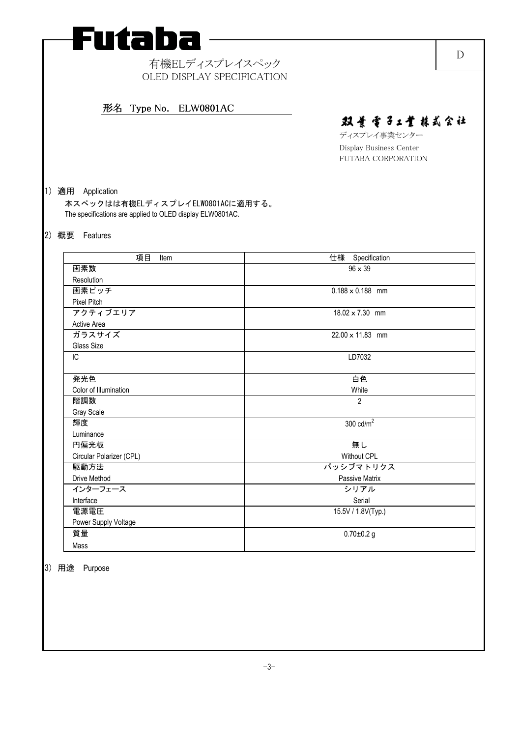# Futaba

D

有機ELディスプレイスペック
OLED DISPLAY SPECIFICATION

**形名　Type No.　ELW0801AC**

双葉電子工業株式会社
ディスプレイ事業センター
Display Business Center
FUTABA CORPORATION

## 1) 適用　Application

本スペックはは有機ELディスプレイELW0801ACに適用する。
The specifications are applied to OLED display ELW0801AC.

## 2) 概要　Features

| 項目　Item | 仕様　Specification |
|---|---|
| 画素数<br>Resolution | 96 x 39 |
| 画素ピッチ<br>Pixel Pitch | 0.188 x 0.188　mm |
| アクティブエリア<br>Active Area | 18.02 x 7.30　mm |
| ガラスサイズ<br>Glass Size | 22.00 x 11.83　mm |
| IC | LD7032 |
| 発光色<br>Color of Illumination | 白色<br>White |
| 階調数<br>Gray Scale | 2 |
| 輝度<br>Luminance | 300 cd/m$^2$ |
| 円偏光板<br>Circular Polarizer (CPL) | 無し<br>Without CPL |
| 駆動方法<br>Drive Method | パッシブマトリクス<br>Passive Matrix |
| インターフェース<br>Interface | シリアル<br>Serial |
| 電源電圧<br>Power Supply Voltage | 15.5V / 1.8V(Typ.) |
| 質量<br>Mass | 0.70±0.2 g |

## 3) 用途　Purpose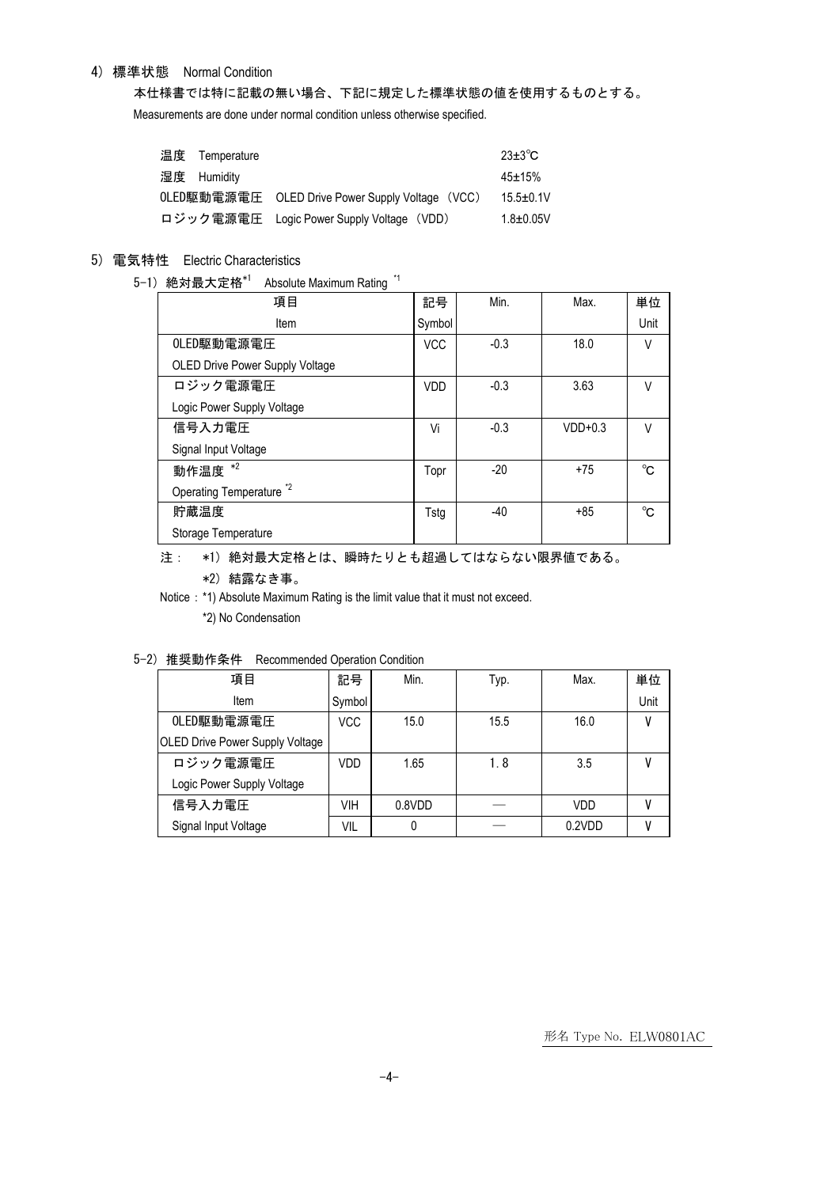## 4) 標準状態　Normal Condition

本仕様書では特に記載の無い場合、下記に規定した標準状態の値を使用するものとする。

Measurements are done under normal condition unless otherwise specified.

| | |
|---|---|
| 温度　Temperature | 23±3℃ |
| 湿度　Humidity | 45±15% |
| OLED駆動電源電圧　OLED Drive Power Supply Voltage （VCC） | 15.5±0.1V |
| ロジック電源電圧　Logic Power Supply Voltage （VDD） | 1.8±0.05V |

## 5) 電気特性　Electric Characteristics

### 5-1) 絶対最大定格[*1]　Absolute Maximum Rating [*1]

| 項目<br>Item | 記号<br>Symbol | Min. | Max. | 単位<br>Unit |
|---|---|---|---|---|
| OLED駆動電源電圧<br>OLED Drive Power Supply Voltage | VCC | -0.3 | 18.0 | V |
| ロジック電源電圧<br>Logic Power Supply Voltage | VDD | -0.3 | 3.63 | V |
| 信号入力電圧<br>Signal Input Voltage | Vi | -0.3 | VDD+0.3 | V |
| 動作温度 [*2]<br>Operating Temperature [*2] | Topr | -20 | +75 | ℃ |
| 貯蔵温度<br>Storage Temperature | Tstg | -40 | +85 | ℃ |

注：　*1) 絶対最大定格とは、瞬時たりとも超過してはならない限界値である。

　　　*2) 結露なき事。

Notice：*1) Absolute Maximum Rating is the limit value that it must not exceed.

　　　*2) No Condensation

### 5-2) 推奨動作条件　Recommended Operation Condition

| 項目<br>Item | 記号<br>Symbol | Min. | Typ. | Max. | 単位<br>Unit |
|---|---|---|---|---|---|
| OLED駆動電源電圧<br>OLED Drive Power Supply Voltage | VCC | 15.0 | 15.5 | 16.0 | V |
| ロジック電源電圧<br>Logic Power Supply Voltage | VDD | 1.65 | 1.8 | 3.5 | V |
| 信号入力電圧 | VIH | 0.8VDD | — | VDD | V |
| Signal Input Voltage | VIL | 0 | — | 0.2VDD | V |

形名 Type No. ELW0801AC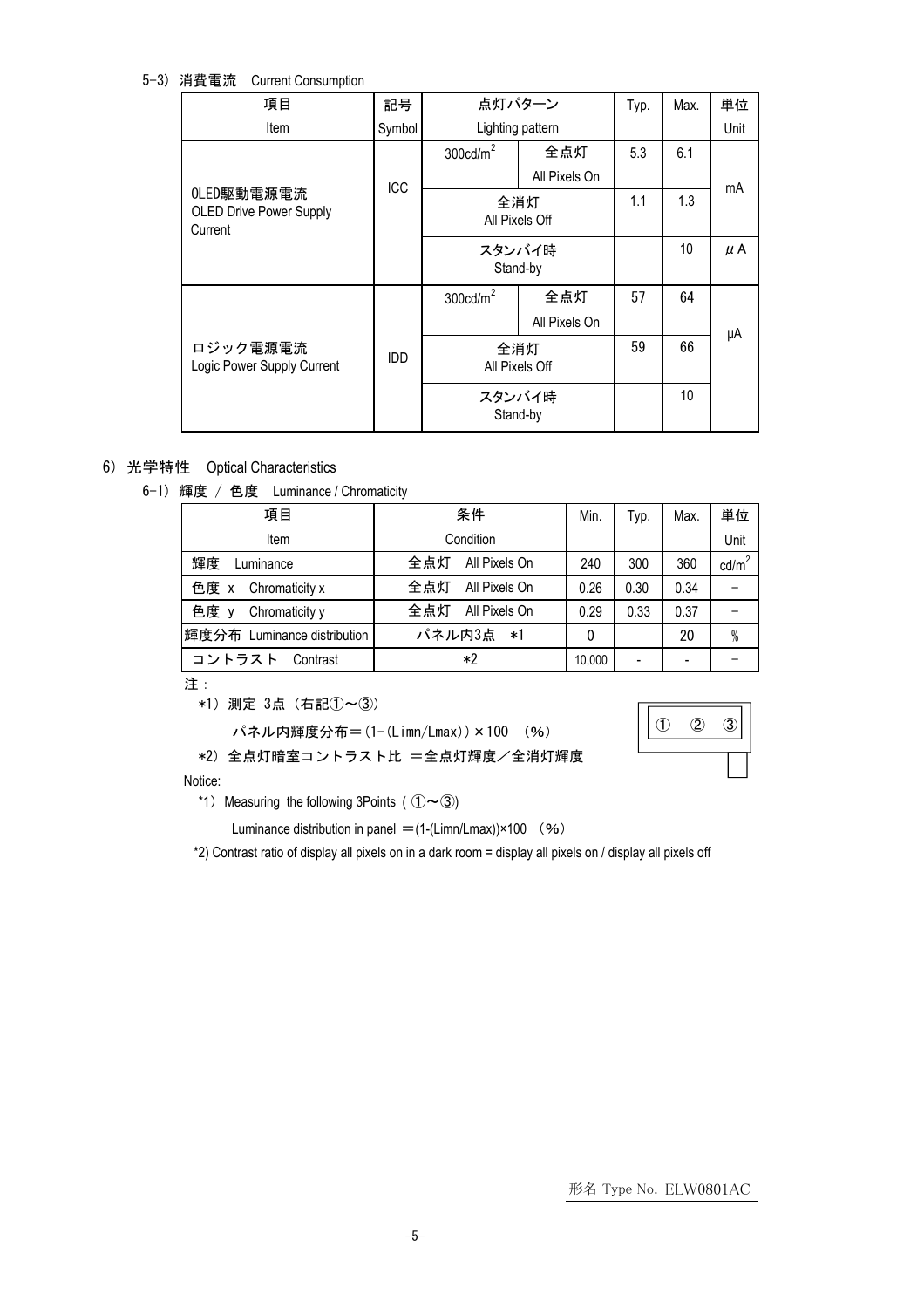5-3) 消費電流　Current Consumption

| 項目<br>Item | 記号<br>Symbol | 点灯パターン<br>Lighting pattern | | Typ. | Max. | 単位<br>Unit |
|---|---|---|---|---|---|---|
| OLED駆動電源電流<br>OLED Drive Power Supply Current | ICC | 300cd/m$^2$ | 全点灯<br>All Pixels On | 5.3 | 6.1 | mA |
| | | 全消灯<br>All Pixels Off | | 1.1 | 1.3 | mA |
| | | スタンバイ時<br>Stand-by | | | 10 | μA |
| ロジック電源電流<br>Logic Power Supply Current | IDD | 300cd/m$^2$ | 全点灯<br>All Pixels On | 57 | 64 | μA |
| | | 全消灯<br>All Pixels Off | | 59 | 66 | μA |
| | | スタンバイ時<br>Stand-by | | | 10 | μA |

## 6) 光学特性　Optical Characteristics

6-1) 輝度 / 色度　Luminance / Chromaticity

| 項目<br>Item | 条件<br>Condition | Min. | Typ. | Max. | 単位<br>Unit |
|---|---|---|---|---|---|
| 輝度　Luminance | 全点灯　All Pixels On | 240 | 300 | 360 | cd/m$^2$ |
| 色度 x　Chromaticity x | 全点灯　All Pixels On | 0.26 | 0.30 | 0.34 | − |
| 色度 y　Chromaticity y | 全点灯　All Pixels On | 0.29 | 0.33 | 0.37 | − |
| 輝度分布 Luminance distribution | パネル内3点　*1 | 0 | | 20 | % |
| コントラスト　Contrast | *2 | 10,000 | - | - | − |

注：

*1) 測定 3点（右記①～③）

パネル内輝度分布＝(1-(Limn/Lmax))×100　(%)

① ② ③

*2) 全点灯暗室コントラスト比 ＝全点灯輝度／全消灯輝度

Notice:

*1) Measuring the following 3Points ( ①～③)

Luminance distribution in panel ＝(1-(Limn/Lmax))×100　(%)

*2) Contrast ratio of display all pixels on in a dark room = display all pixels on / display all pixels off

形名 Type No. ELW0801AC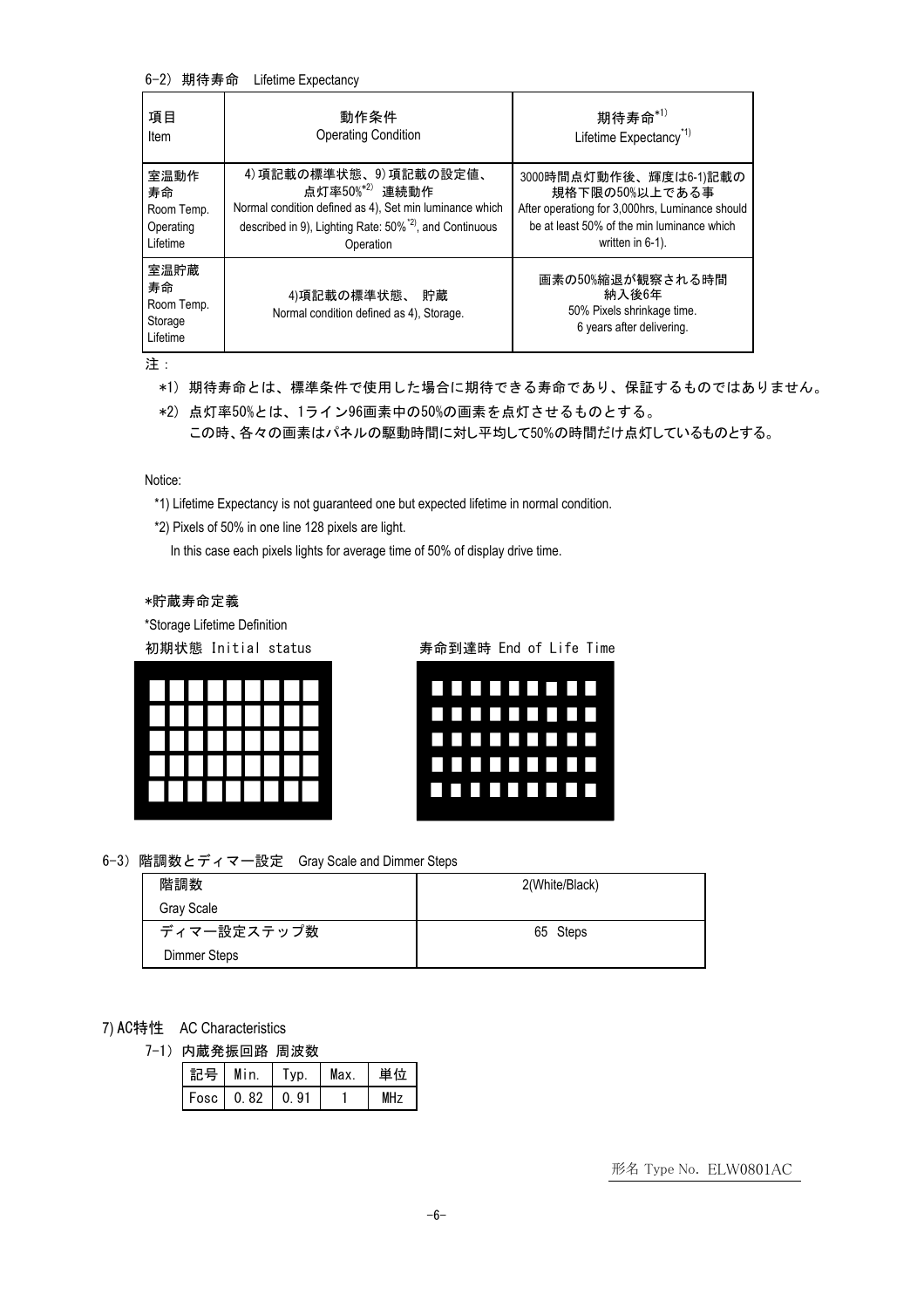6-2) 期待寿命　Lifetime Expectancy

| 項目<br>Item | 動作条件<br>Operating Condition | 期待寿命*1)<br>Lifetime Expectancy*1) |
|---|---|---|
| 室温動作<br>寿命<br>Room Temp.<br>Operating<br>Lifetime | 4) 項記載の標準状態、9) 項記載の設定値、<br>点灯率50%*2)　連続動作<br>Normal condition defined as 4), Set min luminance which described in 9), Lighting Rate: 50% *2), and Continuous Operation | 3000時間点灯動作後、輝度は6-1)記載の規格下限の50%以上である事<br>After operationg for 3,000hrs, Luminance should be at least 50% of the min luminance which written in 6-1). |
| 室温貯蔵<br>寿命<br>Room Temp.<br>Storage<br>Lifetime | 4)項記載の標準状態、　貯蔵<br>Normal condition defined as 4), Storage. | 画素の50%縮退が観察される時間<br>納入後6年<br>50% Pixels shrinkage time.<br>6 years after delivering. |

注：

*1) 期待寿命とは、標準条件で使用した場合に期待できる寿命であり、保証するものではありません。

*2) 点灯率50%とは、1ライン96画素中の50%の画素を点灯させるものとする。
この時、各々の画素はパネルの駆動時間に対し平均して50%の時間だけ点灯しているものとする。

Notice:

*1) Lifetime Expectancy is not guaranteed one but expected lifetime in normal condition.

*2) Pixels of 50% in one line 128 pixels are light.
In this case each pixels lights for average time of 50% of display drive time.

*貯蔵寿命定義

*Storage Lifetime Definition

初期状態 Initial status　　　　寿命到達時 End of Life Time

6-3) 階調数とディマー設定　Gray Scale and Dimmer Steps

| 階調数<br>Gray Scale | 2(White/Black) |
|---|---|
| ディマー設定ステップ数<br>Dimmer Steps | 65 Steps |

7) AC特性　AC Characteristics

7-1) 内蔵発振回路 周波数

| 記号 | Min. | Typ. | Max. | 単位 |
|---|---|---|---|---|
| Fosc | 0.82 | 0.91 | 1 | MHz |

形名 Type No. ELW0801AC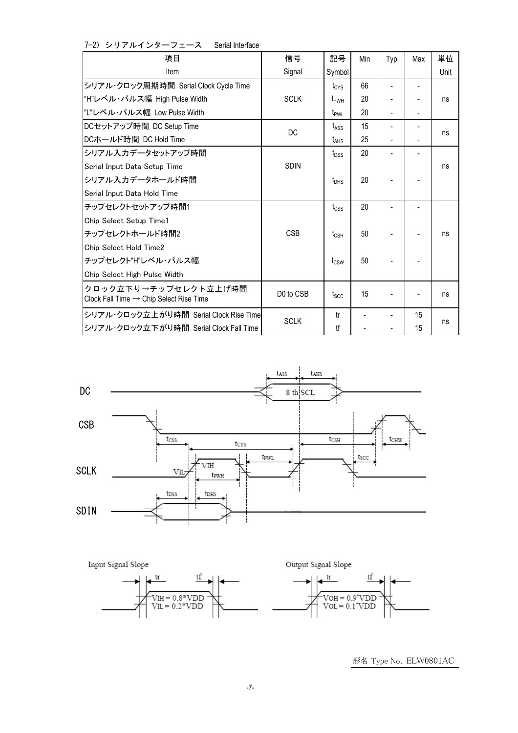7-2) シリアルインターフェース　Serial Interface

| 項目<br>Item | 信号<br>Signal | 記号<br>Symbol | Min | Typ | Max | 単位<br>Unit |
|---|---|---|---|---|---|---|
| シリアル･クロック周期時間 Serial Clock Cycle Time | SCLK | $t_{CYS}$ | 66 | - | - | ns |
| "H"レベル･パルス幅 High Pulse Width | | $t_{PWH}$ | 20 | - | - | |
| "L"レベル･パルス幅 Low Pulse Width | | $t_{PWL}$ | 20 | - | - | |
| DCセットアップ時間 DC Setup Time | DC | $t_{ASS}$ | 15 | - | - | ns |
| DCホールド時間 DC Hold Time | | $t_{AHS}$ | 25 | - | - | |
| シリアル入力データセットアップ時間<br>Serial Input Data Setup Time | SDIN | $t_{DSS}$ | 20 | - | - | ns |
| シリアル入力データホールド時間<br>Serial Input Data Hold Time | | $t_{DHS}$ | 20 | - | - | |
| チップセレクトセットアップ時間1<br>Chip Select Setup Time1 | CSB | $t_{CSS}$ | 20 | - | - | ns |
| チップセレクトホールド時間2<br>Chip Select Hold Time2 | | $t_{CSH}$ | 50 | - | - | |
| チップセレクト"H"レベル･パルス幅<br>Chip Select High Pulse Width | | $t_{CSW}$ | 50 | - | - | |
| クロック立下り→チップセレクト立上げ時間<br>Clock Fall Time → Chip Select Rise Time | D0 to CSB | $t_{SCC}$ | 15 | - | - | ns |
| シリアル･クロック立上がり時間 Serial Clock Rise Time | SCLK | tr | - | - | 15 | ns |
| シリアル･クロック立下がり時間 Serial Clock Fall Time | | tf | - | - | 15 | |

Input Signal Slope: $V_{IH} = 0.8 \cdot VDD$, $V_{IL} = 0.2 \cdot VDD$

Output Signal Slope: $V_{OH} = 0.9 \cdot VDD$, $V_{OL} = 0.1 \cdot VDD$

形名 Type No. ELW0801AC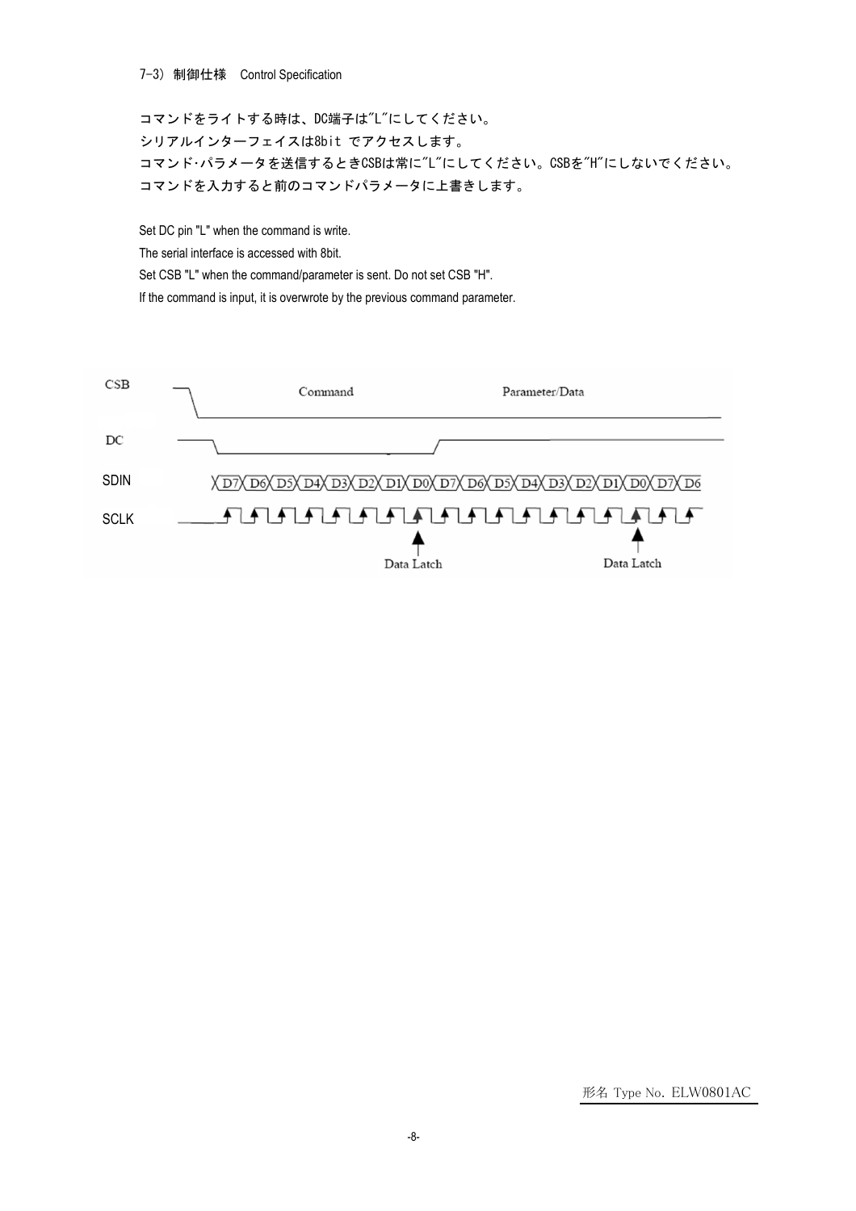7-3) 制御仕様　Control Specification

コマンドをライトする時は、DC端子は"L"にしてください。
シリアルインターフェイスは8bit でアクセスします。
コマンド･パラメータを送信するときCSBは常に"L"にしてください。CSBを"H"にしないでください。
コマンドを入力すると前のコマンドパラメータに上書きします。

Set DC pin "L" when the command is write.
The serial interface is accessed with 8bit.
Set CSB "L" when the command/parameter is sent. Do not set CSB "H".
If the command is input, it is overwrote by the previous command parameter.

CSB　Command　Parameter/Data

DC

SDIN　D7 D6 D5 D4 D3 D2 D1 D0 D7 D6 D5 D4 D3 D2 D1 D0 D7 D6

SCLK

Data Latch　Data Latch

形名 Type No. ELW0801AC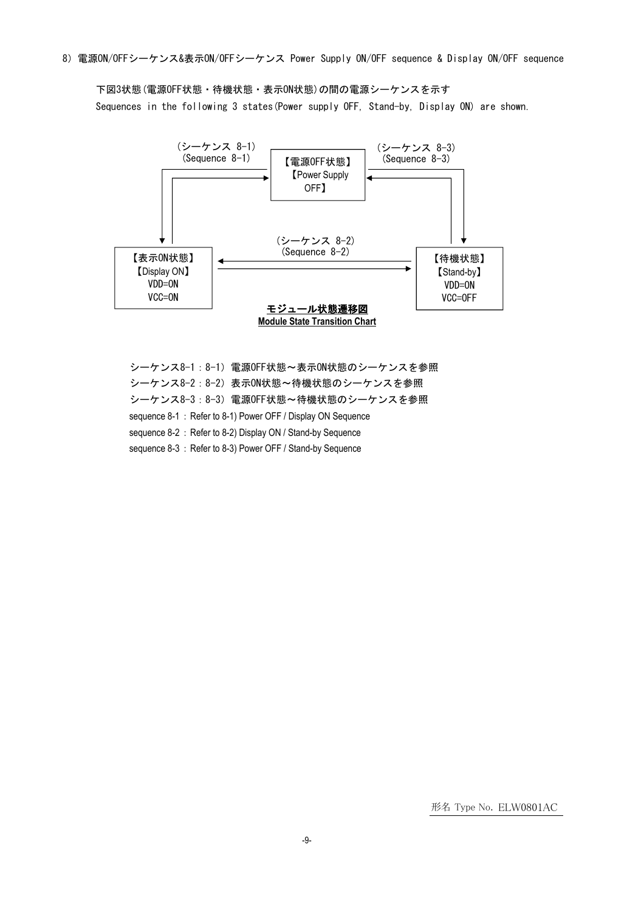8) 電源ON/OFFシーケンス&表示ON/OFFシーケンス Power Supply ON/OFF sequence & Display ON/OFF sequence

下図3状態(電源OFF状態・待機状態・表示ON状態)の間の電源シーケンスを示す

Sequences in the following 3 states(Power supply OFF, Stand-by, Display ON) are shown.

(シーケンス 8-1)
(Sequence 8-1)

【電源OFF状態】
【Power Supply OFF】

(シーケンス 8-3)
(Sequence 8-3)

【表示ON状態】
【Display ON】
VDD=ON
VCC=ON

(シーケンス 8-2)
(Sequence 8-2)

【待機状態】
【Stand-by】
VDD=ON
VCC=OFF

**モジュール状態遷移図**
**Module State Transition Chart**

シーケンス8-1：8-1) 電源OFF状態～表示ON状態のシーケンスを参照

シーケンス8-2：8-2) 表示ON状態～待機状態のシーケンスを参照

シーケンス8-3：8-3) 電源OFF状態～待機状態のシーケンスを参照

sequence 8-1 : Refer to 8-1) Power OFF / Display ON Sequence

sequence 8-2 : Refer to 8-2) Display ON / Stand-by Sequence

sequence 8-3 : Refer to 8-3) Power OFF / Stand-by Sequence

形名 Type No. ELW0801AC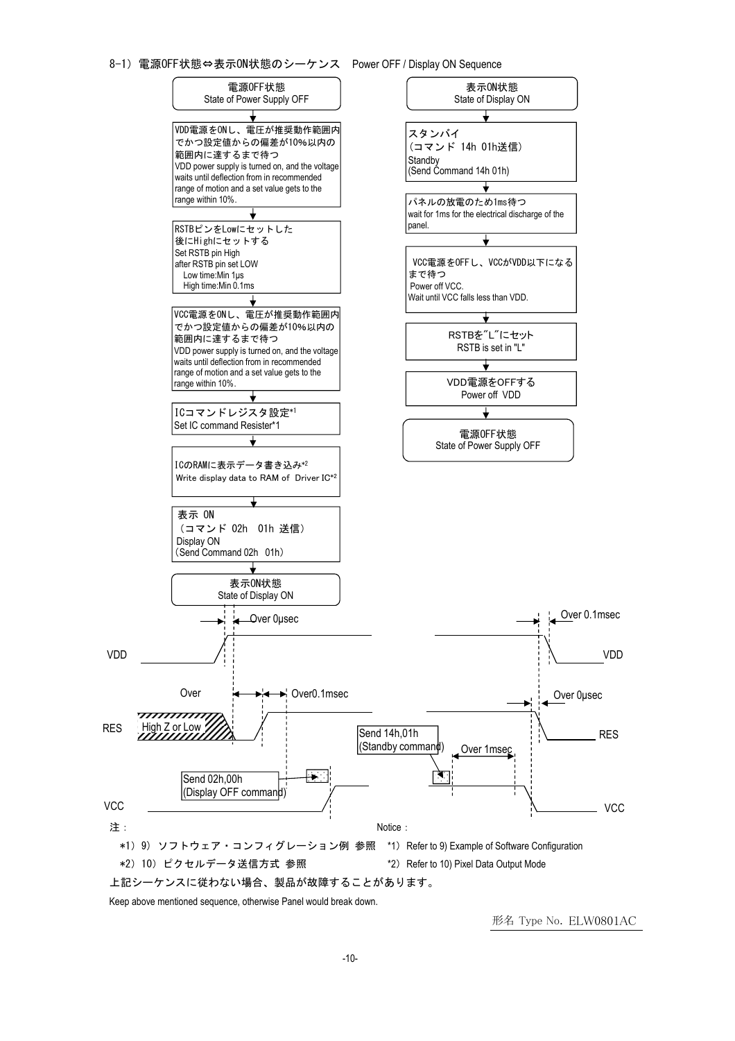## 8-1）電源OFF状態⇔表示ON状態のシーケンス　Power OFF / Display ON Sequence

**Power ON sequence:**

1. 電源OFF状態 / State of Power Supply OFF
2. VDD電源をONし、電圧が推奨動作範囲内でかつ設定値からの偏差が10%以内の範囲内に達するまで待つ
   VDD power supply is turned on, and the voltage waits until deflection from in recommended range of motion and a set value gets to the range within 10%.
3. RSTBピンをLowにセットした後にHighにセットする
   Set RSTB pin High after RSTB pin set LOW
   Low time:Min 1μs
   High time:Min 0.1ms
4. VCC電源をONし、電圧が推奨動作範囲内でかつ設定値からの偏差が10%以内の範囲内に達するまで待つ
   VDD power supply is turned on, and the voltage waits until deflection from in recommended range of motion and a set value gets to the range within 10%.
5. ICコマンドレジスタ設定*1
   Set IC command Resister*1
6. ICのRAMに表示データ書き込み*2
   Write display data to RAM of Driver IC*2
7. 表示 ON（コマンド 02h　01h 送信）
   Display ON (Send Command 02h　01h)
8. 表示ON状態 / State of Display ON

**Power OFF sequence:**

1. 表示ON状態 / State of Display ON
2. スタンバイ（コマンド 14h 01h送信）
   Standby (Send Command 14h 01h)
3. パネルの放電のため1ms待つ
   wait for 1ms for the electrical discharge of the panel.
4. VCC電源をOFFし、VCCがVDD以下になるまで待つ
   Power off VCC.
   Wait until VCC falls less than VDD.
5. RSTBを"L"にセット
   RSTB is set in "L"
6. VDD電源をOFFする
   Power off VDD
7. 電源OFF状態 / State of Power Supply OFF

**Timing chart:**

- VDD: Over 0μsec (power on) / Over 0.1msec (power off)
- RES: High Z or Low; Over; Over0.1msec (power on) / Over 0μsec (power off)
- VCC: Send 02h,00h (Display OFF command) (power on) / Send 14h,01h (Standby command), Over 1msec (power off)

注：　　　　Notice：

*1）9）ソフトウェア・コンフィグレーション例 参照　*1）Refer to 9) Example of Software Configuration

*2）10）ピクセルデータ送信方式 参照　*2）Refer to 10) Pixel Data Output Mode

上記シーケンスに従わない場合、製品が故障することがあります。

Keep above mentioned sequence, otherwise Panel would break down.

形名 Type No. ELW0801AC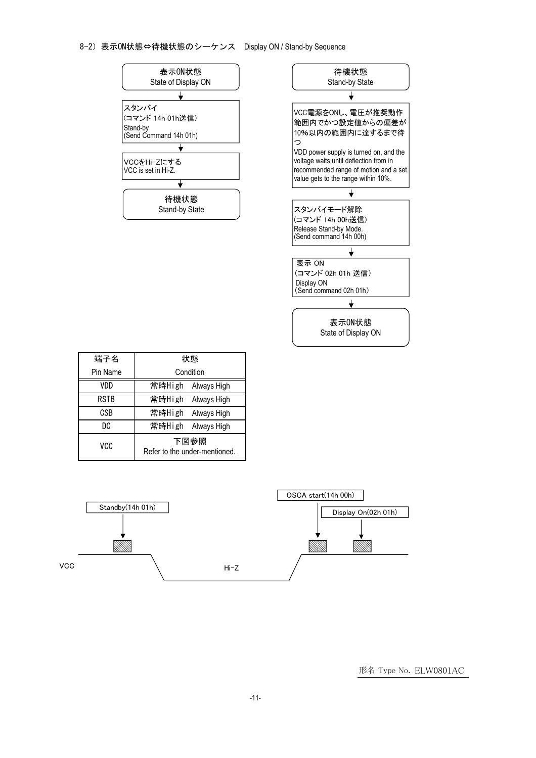### 8-2）表示ON状態⇔待機状態のシーケンス　Display ON / Stand-by Sequence

**表示ON状態 → 待機状態**

1. 表示ON状態
   State of Display ON
2. スタンバイ
   (コマンド 14h 01h送信)
   Stand-by
   (Send Command 14h 01h)
3. VCCをHi-Zにする
   VCC is set in Hi-Z.
4. 待機状態
   Stand-by State

**待機状態 → 表示ON状態**

1. 待機状態
   Stand-by State
2. VCC電源をONし、電圧が推奨動作範囲内でかつ設定値からの偏差が10%以内の範囲内に達するまで待つ
   VDD power supply is turned on, and the voltage waits until deflection from in recommended range of motion and a set value gets to the range within 10%.
3. スタンバイモード解除
   (コマンド 14h 00h送信)
   Release Stand-by Mode.
   (Send command 14h 00h)
4. 表示 ON
   (コマンド 02h 01h 送信)
   Display ON
   (Send command 02h 01h)
5. 表示ON状態
   State of Display ON

| 端子名 Pin Name | 状態 Condition |
|---|---|
| VDD | 常時High　Always High |
| RSTB | 常時High　Always High |
| CSB | 常時High　Always High |
| DC | 常時High　Always High |
| VCC | 下図参照 Refer to the under-mentioned. |

VCC: Standby(14h 01h) → Hi-Z → OSCA start(14h 00h) → Display On(02h 01h)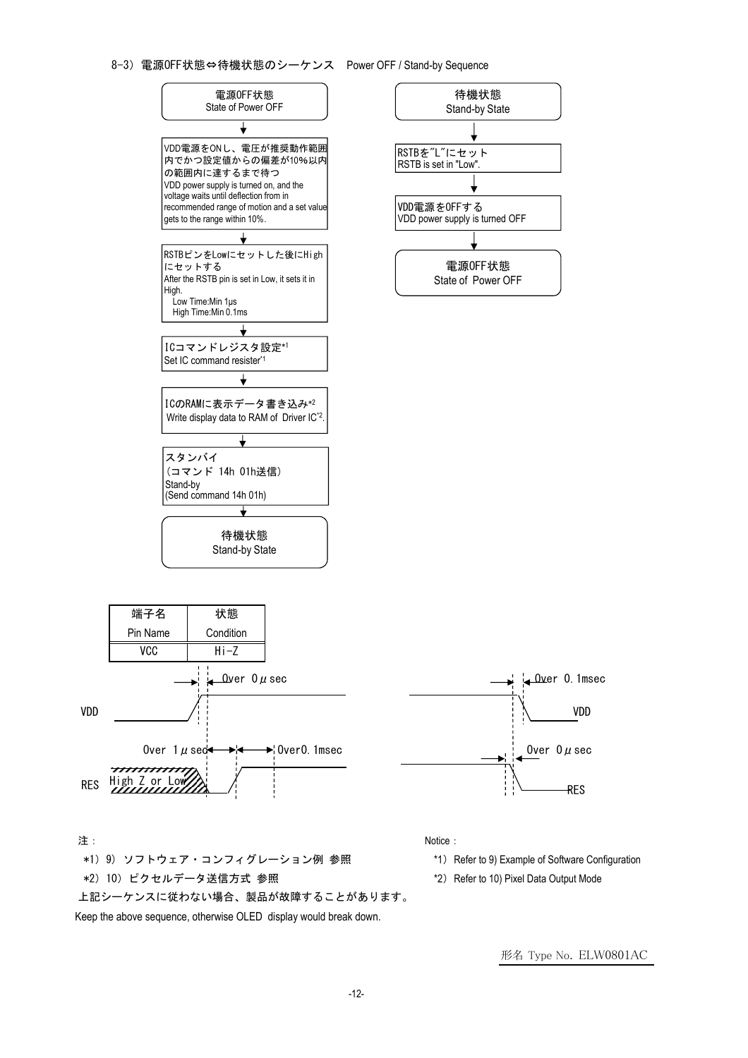### 8-3）電源OFF状態⇔待機状態のシーケンス　Power OFF / Stand-by Sequence

**電源OFF状態**
State of Power OFF

↓

VDD電源をONし、電圧が推奨動作範囲内でかつ設定値からの偏差が10%以内の範囲内に達するまで待つ
VDD power supply is turned on, and the voltage waits until deflection from in recommended range of motion and a set value gets to the range within 10%.

↓

RSTBピンをLowにセットした後にHighにセットする
After the RSTB pin is set in Low, it sets it in High.
Low Time:Min 1μs
High Time:Min 0.1ms

↓

ICコマンドレジスタ設定*1
Set IC command resister*1

↓

ICのRAMに表示データ書き込み*2
Write display data to RAM of Driver IC*2.

↓

スタンバイ
（コマンド 14h 01h送信）
Stand-by
(Send command 14h 01h)

↓

**待機状態**
Stand-by State

---

**待機状態**
Stand-by State

↓

RSTBを"L"にセット
RSTB is set in "Low".

↓

VDD電源をOFFする
VDD power supply is turned OFF

↓

**電源OFF状態**
State of Power OFF

---

| 端子名<br>Pin Name | 状態<br>Condition |
|---|---|
| VCC | Hi-Z |

VDD: Over 0μsec
RES: High Z or Low, Over 1μsec, Over0.1msec

VDD: Over 0.1msec
RES: Over 0μsec

注：
*1）9）ソフトウェア・コンフィグレーション例 参照
*2）10）ピクセルデータ送信方式 参照
上記シーケンスに従わない場合、製品が故障することがあります。
Keep the above sequence, otherwise OLED display would break down.

Notice：
*1）Refer to 9) Example of Software Configuration
*2）Refer to 10) Pixel Data Output Mode

形名 Type No. ELW0801AC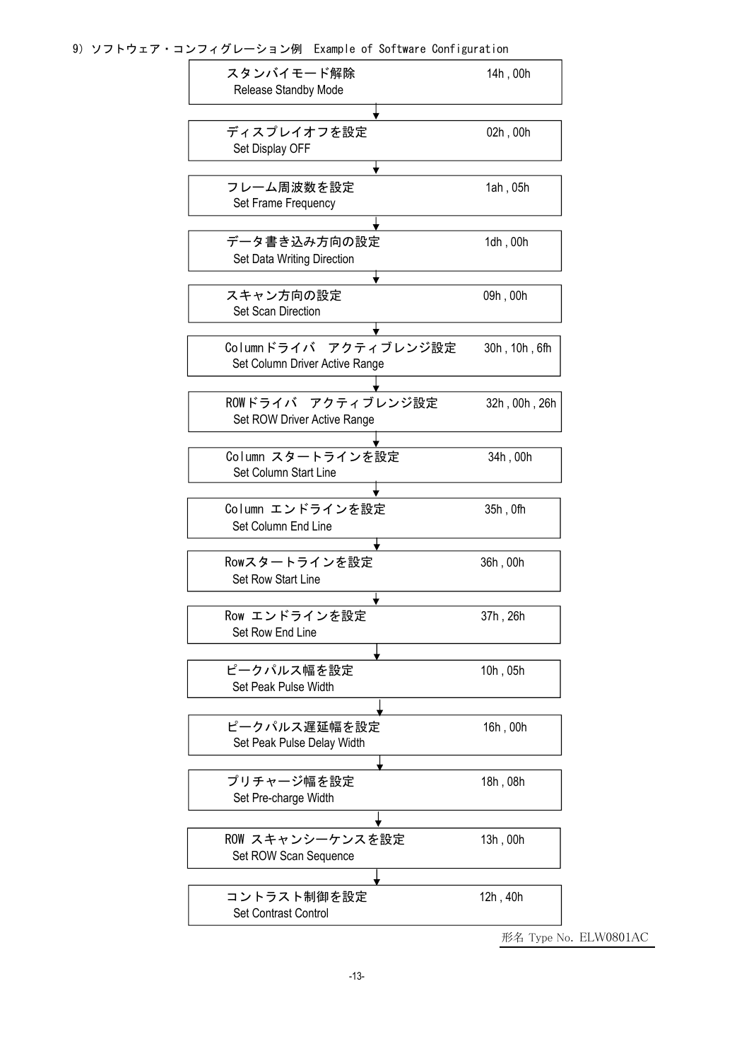9) ソフトウェア・コンフィグレーション例　Example of Software Configuration

| 設定 / Setting | Command |
|---|---|
| スタンバイモード解除<br>Release Standby Mode | 14h , 00h |
| ↓ | |
| ディスプレイオフを設定<br>Set Display OFF | 02h , 00h |
| ↓ | |
| フレーム周波数を設定<br>Set Frame Frequency | 1ah , 05h |
| ↓ | |
| データ書き込み方向の設定<br>Set Data Writing Direction | 1dh , 00h |
| ↓ | |
| スキャン方向の設定<br>Set Scan Direction | 09h , 00h |
| ↓ | |
| Columnドライバ　アクティブレンジ設定<br>Set Column Driver Active Range | 30h , 10h , 6fh |
| ↓ | |
| ROWドライバ　アクティブレンジ設定<br>Set ROW Driver Active Range | 32h , 00h , 26h |
| ↓ | |
| Column スタートラインを設定<br>Set Column Start Line | 34h , 00h |
| ↓ | |
| Column エンドラインを設定<br>Set Column End Line | 35h , 0fh |
| ↓ | |
| Rowスタートラインを設定<br>Set Row Start Line | 36h , 00h |
| ↓ | |
| Row エンドラインを設定<br>Set Row End Line | 37h , 26h |
| ↓ | |
| ピークパルス幅を設定<br>Set Peak Pulse Width | 10h , 05h |
| ↓ | |
| ピークパルス遅延幅を設定<br>Set Peak Pulse Delay Width | 16h , 00h |
| ↓ | |
| プリチャージ幅を設定<br>Set Pre-charge Width | 18h , 08h |
| ↓ | |
| ROW スキャンシーケンスを設定<br>Set ROW Scan Sequence | 13h , 00h |
| ↓ | |
| コントラスト制御を設定<br>Set Contrast Control | 12h , 40h |

形名 Type No. ELW0801AC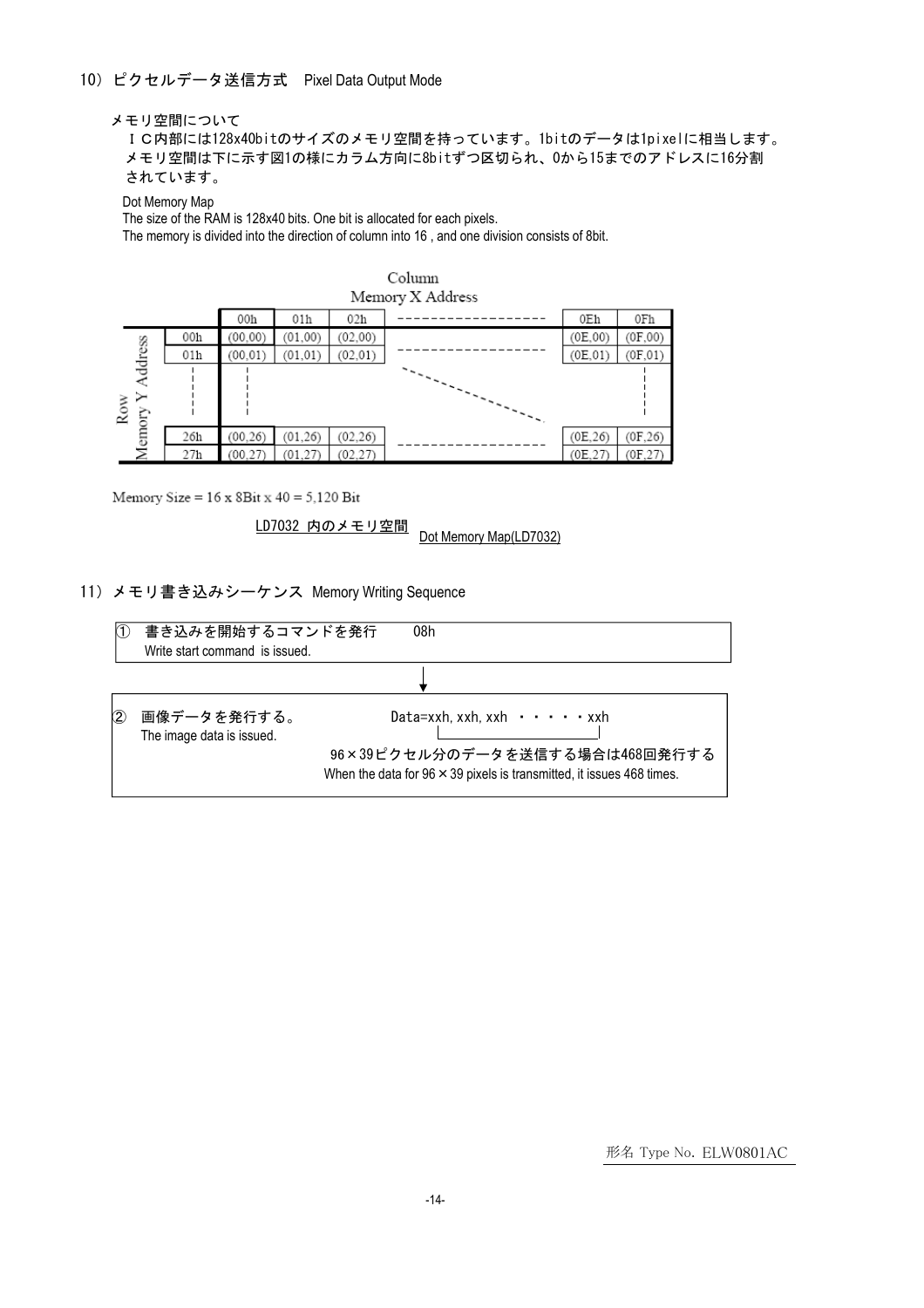## 10）ピクセルデータ送信方式　Pixel Data Output Mode

メモリ空間について

ＩＣ内部には128x40bitのサイズのメモリ空間を持っています。1bitのデータは1pixelに相当します。メモリ空間は下に示す図1の様にカラム方向に8bitずつ区切られ、0から15までのアドレスに16分割されています。

Dot Memory Map
The size of the RAM is 128x40 bits. One bit is allocated for each pixels.
The memory is divided into the direction of column into 16 , and one division consists of 8bit.

Column
Memory X Address

| Row Memory Y Address | | 00h | 01h | 02h | ------------------ | 0Eh | 0Fh |
|---|---|---|---|---|---|---|---|
| | 00h | (00,00) | (01,00) | (02,00) | | (0E,00) | (0F,00) |
| | 01h | (00,01) | (01,01) | (02,01) | ------------------ | (0E,01) | (0F,01) |
| | ¦ | ¦ | | | | | ¦ |
| | 26h | (00,26) | (01,26) | (02,26) | ------------------ | (0E,26) | (0F,26) |
| | 27h | (00,27) | (01,27) | (02,27) | | (0E,27) | (0F,27) |

Memory Size = 16 x 8Bit x 40 = 5,120 Bit

LD7032 内のメモリ空間　Dot Memory Map(LD7032)

## 11）メモリ書き込みシーケンス　Memory Writing Sequence

① 書き込みを開始するコマンドを発行　　08h
Write start command is issued.

↓

② 画像データを発行する。　　Data=xxh, xxh, xxh ・・・・・xxh
The image data is issued.

96×39ピクセル分のデータを送信する場合は468回発行する
When the data for 96 × 39 pixels is transmitted, it issues 468 times.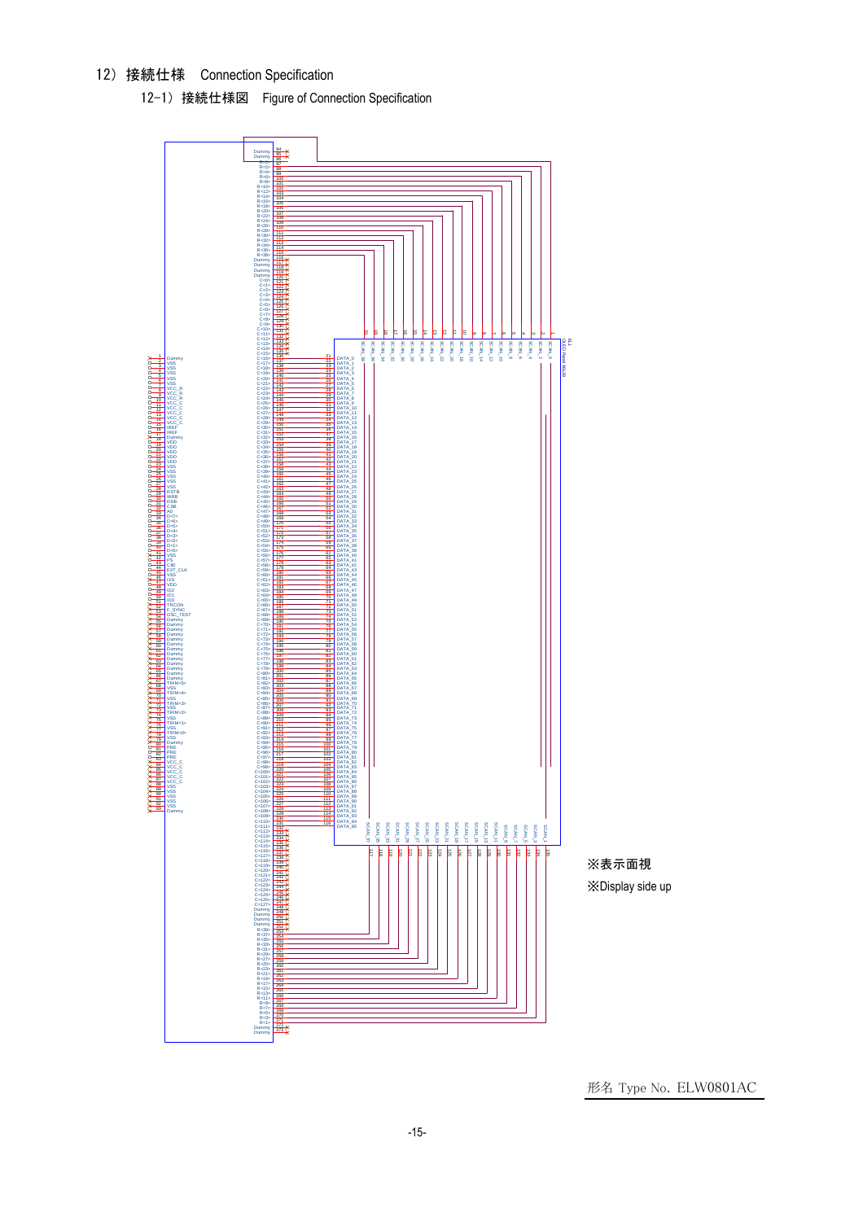## 12） 接続仕様　Connection Specification

### 12-1） 接続仕様図　Figure of Connection Specification

※表示面視

※Display side up

形名 Type No. ELW0801AC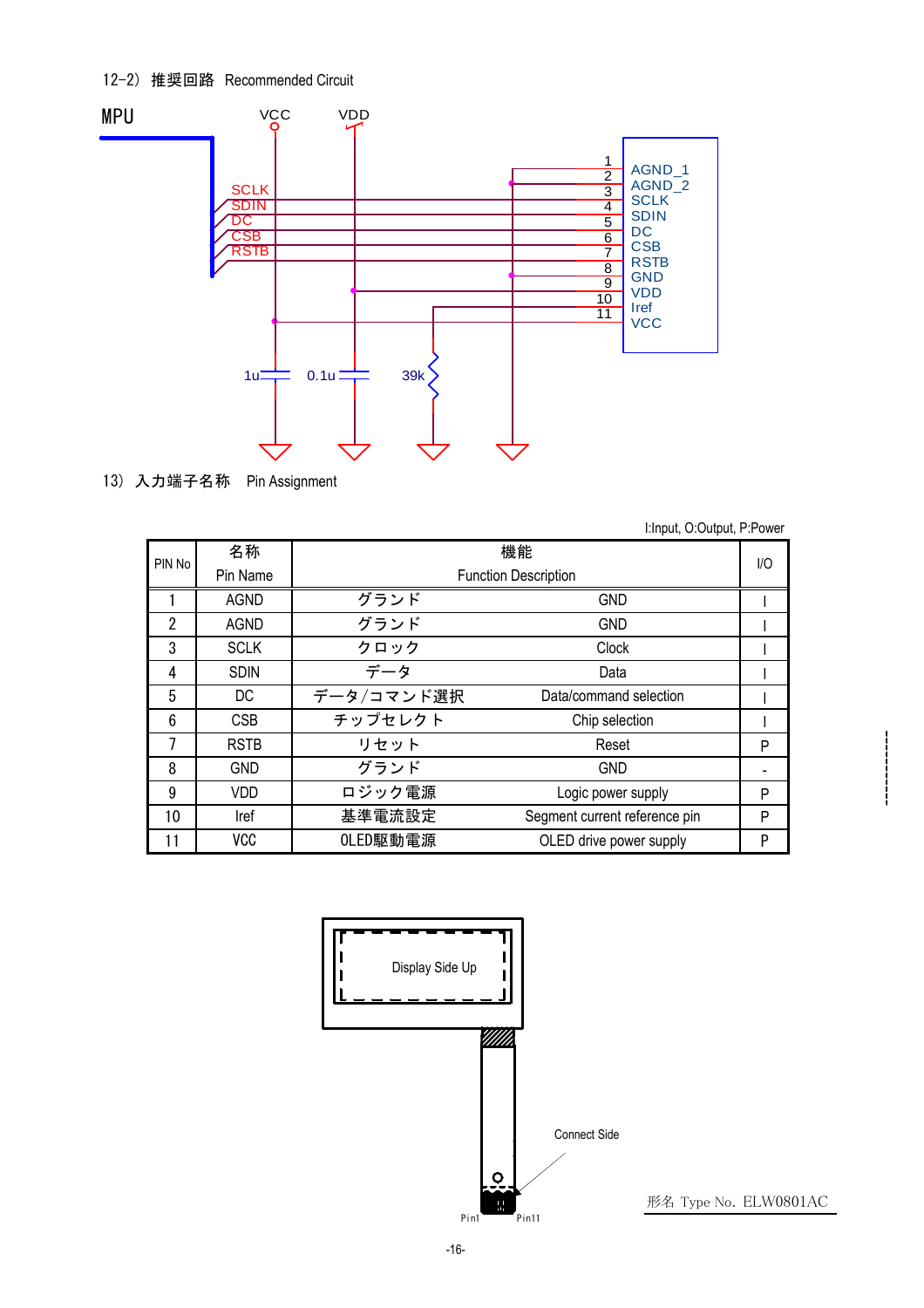12-2）推奨回路　Recommended Circuit

MPU

VCC　VDD

SCLK
SDIN
DC
CSB
RSTB

| | |
|---|---|
| 1 | AGND_1 |
| 2 | AGND_2 |
| 3 | SCLK |
| 4 | SDIN |
| 5 | DC |
| 6 | CSB |
| 7 | RSTB |
| 8 | GND |
| 9 | VDD |
| 10 | Iref |
| 11 | VCC |

1u　0.1u　39k

13）入力端子名称　Pin Assignment

I:Input, O:Output, P:Power

| PIN No | 名称 Pin Name | 機能 | Function Description | I/O |
|---|---|---|---|---|
| 1 | AGND | グランド | GND | I |
| 2 | AGND | グランド | GND | I |
| 3 | SCLK | クロック | Clock | I |
| 4 | SDIN | データ | Data | I |
| 5 | DC | データ/コマンド選択 | Data/command selection | I |
| 6 | CSB | チップセレクト | Chip selection | I |
| 7 | RSTB | リセット | Reset | P |
| 8 | GND | グランド | GND | - |
| 9 | VDD | ロジック電源 | Logic power supply | P |
| 10 | Iref | 基準電流設定 | Segment current reference pin | P |
| 11 | VCC | OLED駆動電源 | OLED drive power supply | P |

Display Side Up

Connect Side

Pin1　Pin11

形名 Type No. ELW0801AC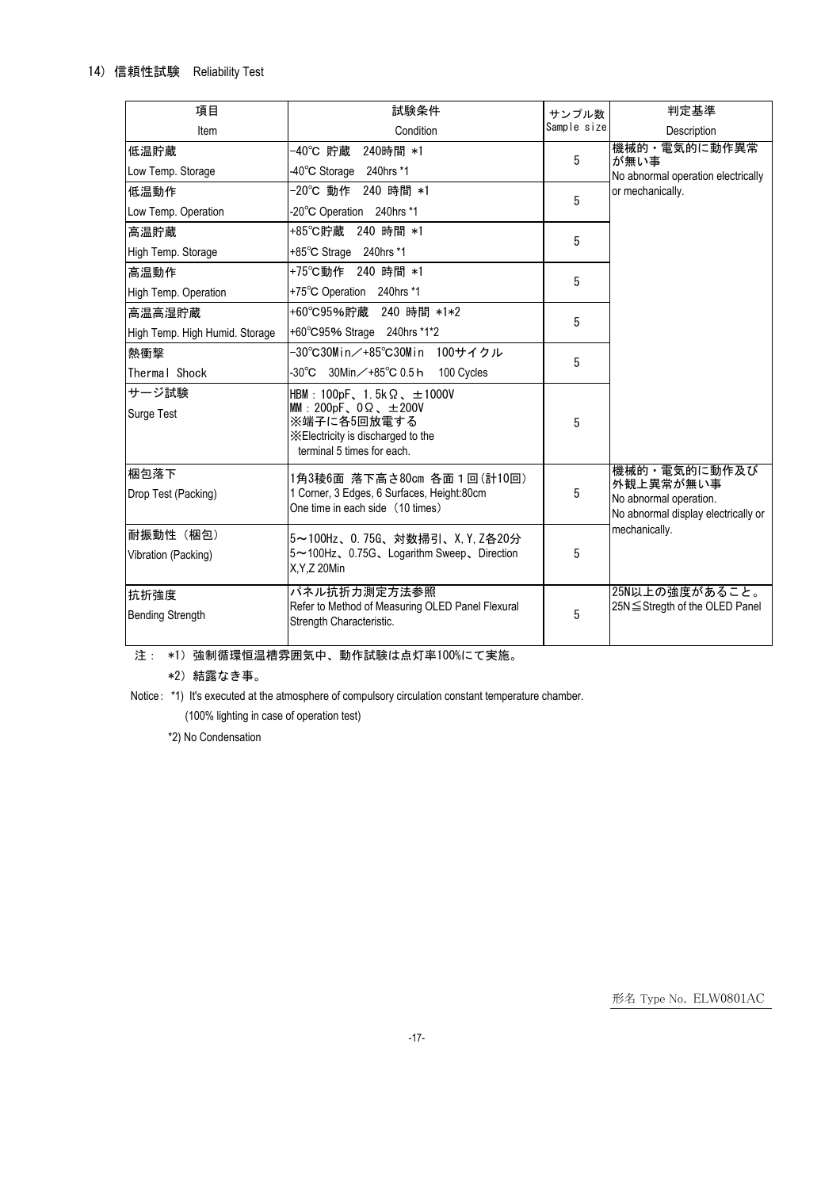## 14）信頼性試験　Reliability Test

| 項目<br>Item | 試験条件<br>Condition | サンプル数<br>Sample size | 判定基準<br>Description |
|---|---|---|---|
| 低温貯蔵<br>Low Temp. Storage | -40℃ 貯蔵　240時間 \*1<br>-40℃ Storage　240hrs \*1 | 5 | 機械的・電気的に動作異常が無い事<br>No abnormal operation electrically or mechanically. |
| 低温動作<br>Low Temp. Operation | -20℃ 動作　240 時間 \*1<br>-20℃ Operation　240hrs \*1 | 5 | |
| 高温貯蔵<br>High Temp. Storage | +85℃貯蔵　240 時間 \*1<br>+85℃ Strage　240hrs \*1 | 5 | |
| 高温動作<br>High Temp. Operation | +75℃動作　240 時間 \*1<br>+75℃ Operation　240hrs \*1 | 5 | |
| 高温高湿貯蔵<br>High Temp. High Humid. Storage | +60℃95%貯蔵　240 時間 \*1\*2<br>+60℃95% Strage　240hrs \*1\*2 | 5 | |
| 熱衝撃<br>Thermal Shock | -30℃30Min／+85℃30Min　100サイクル<br>-30℃　30Min／+85℃ 0.5ｈ　100 Cycles | 5 | |
| サージ試験<br>Surge Test | HBM：100pF、1.5kΩ、±1000V<br>MM：200pF、0Ω、±200V<br>※端子に各5回放電する<br>※Electricity is discharged to the terminal 5 times for each. | 5 | |
| 梱包落下<br>Drop Test (Packing) | 1角3稜6面 落下高さ80cm 各面１回(計10回)<br>1 Corner, 3 Edges, 6 Surfaces, Height:80cm<br>One time in each side（10 times） | 5 | 機械的・電気的に動作及び外観上異常が無い事<br>No abnormal operation.<br>No abnormal display electrically or mechanically. |
| 耐振動性（梱包）<br>Vibration (Packing) | 5～100Hz、0.75G、対数掃引、X,Y,Z各20分<br>5～100Hz、0.75G、Logarithm Sweep、Direction X,Y,Z 20Min | 5 | |
| 抗折強度<br>Bending Strength | パネル抗折力測定方法参照<br>Refer to Method of Measuring OLED Panel Flexural Strength Characteristic. | 5 | 25N以上の強度があること。<br>25N≦Stregth of the OLED Panel |

注：　\*1）強制循環恒温槽雰囲気中、動作試験は点灯率100%にて実施。

　　　\*2）結露なき事。

Notice：\*1) It's executed at the atmosphere of compulsory circulation constant temperature chamber.

　　　　(100% lighting in case of operation test)

　　　\*2) No Condensation

形名 Type No. ELW0801AC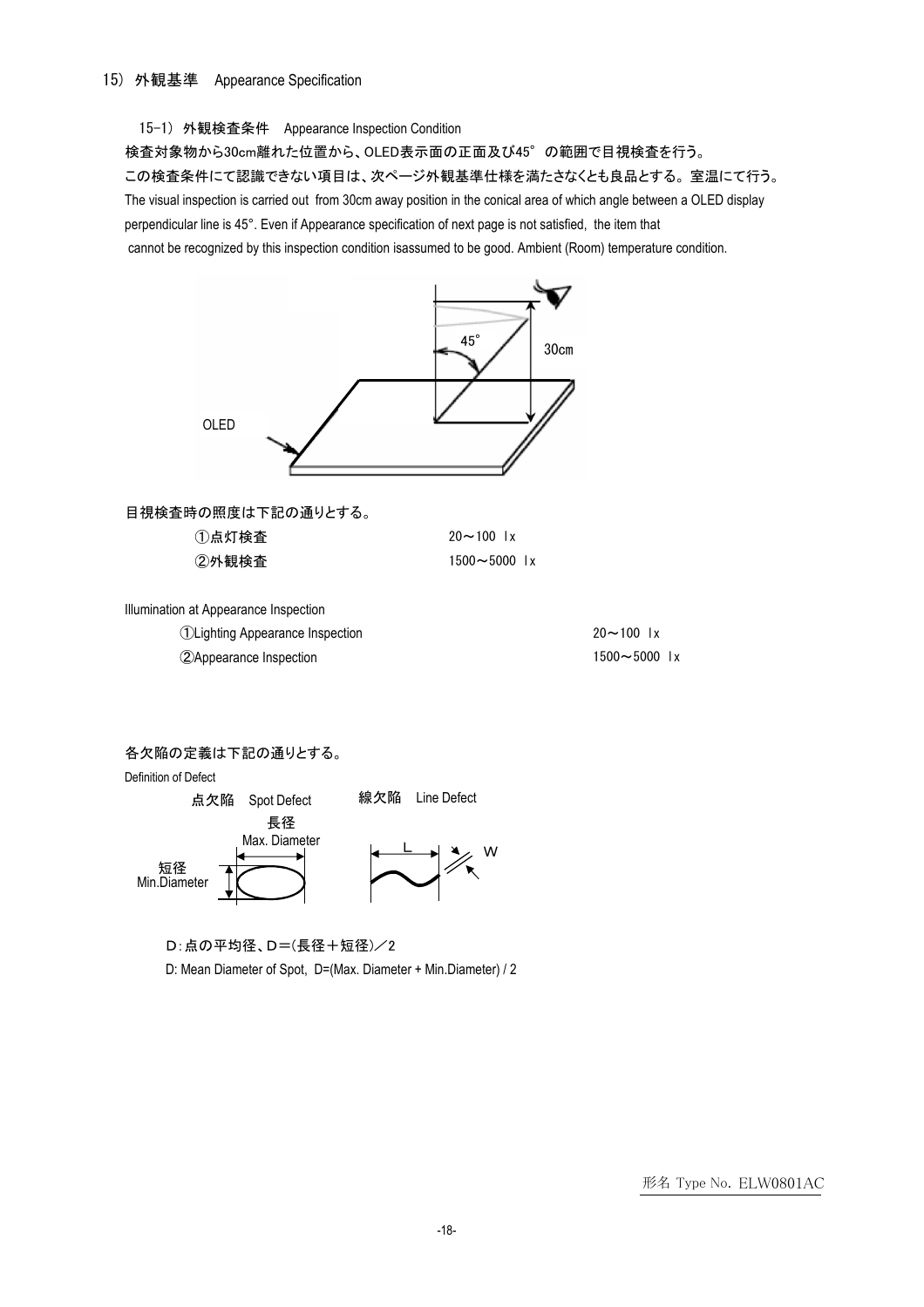## 15) 外観基準　Appearance Specification

### 15-1) 外観検査条件　Appearance Inspection Condition

検査対象物から30cm離れた位置から、OLED表示面の正面及び45°の範囲で目視検査を行う。
この検査条件にて認識できない項目は、次ページ外観基準仕様を満たさなくとも良品とする。室温にて行う。
The visual inspection is carried out from 30cm away position in the conical area of which angle between a OLED display perpendicular line is 45°. Even if Appearance specification of next page is not satisfied, the item that cannot be recognized by this inspection condition isassumed to be good. Ambient (Room) temperature condition.

45°　30cm　OLED

目視検査時の照度は下記の通りとする。

| | |
|---|---|
| ①点灯検査 | 20～100 lx |
| ②外観検査 | 1500～5000 lx |

Illumination at Appearance Inspection

| | |
|---|---|
| ①Lighting Appearance Inspection | 20～100 lx |
| ②Appearance Inspection | 1500～5000 lx |

各欠陥の定義は下記の通りとする。

Definition of Defect

点欠陥　Spot Defect　長径 Max. Diameter　短径 Min.Diameter

線欠陥　Line Defect　L　W

D:点の平均径、D＝(長径＋短径)／2

D: Mean Diameter of Spot, D=(Max. Diameter + Min.Diameter) / 2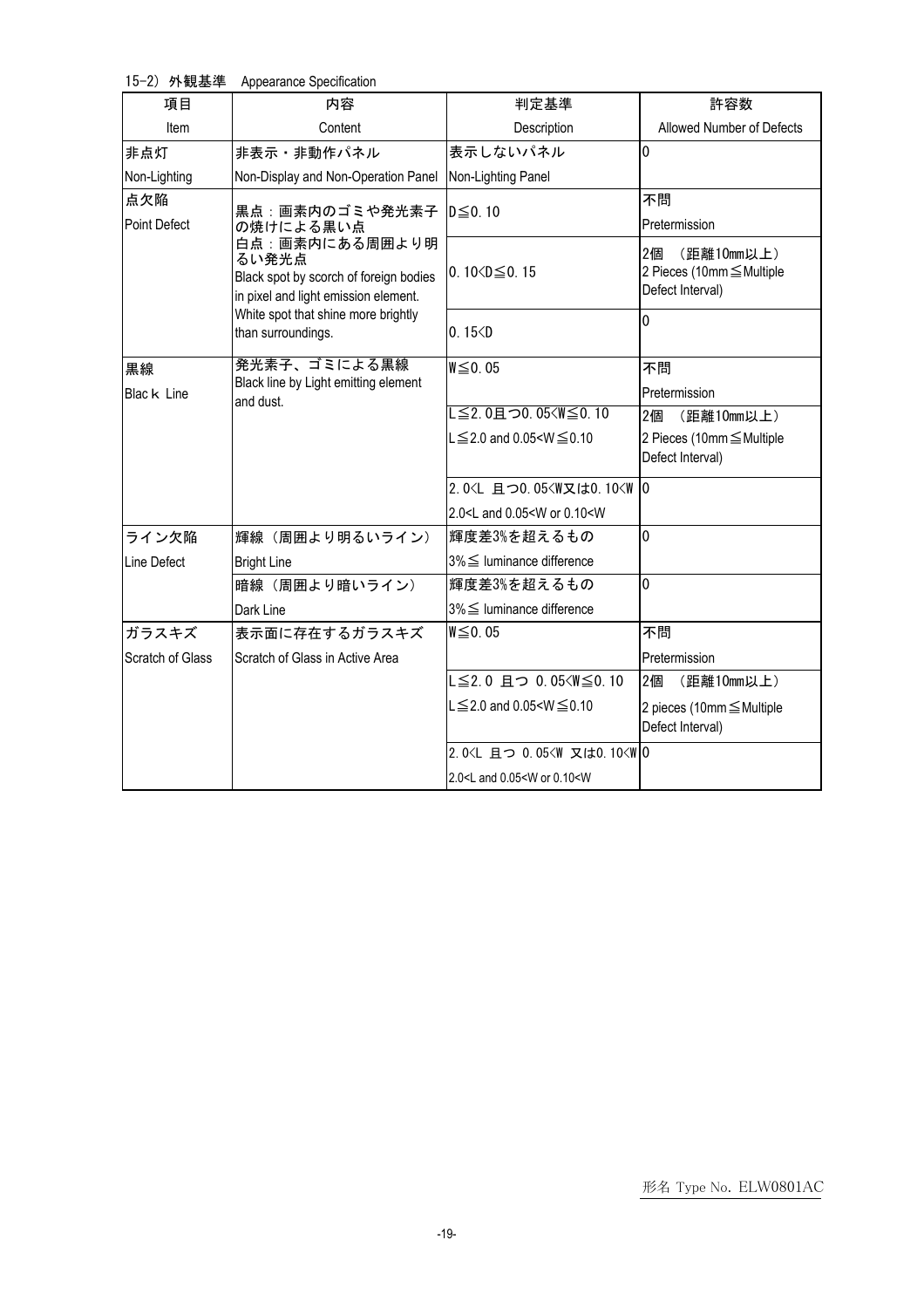15-2) 外観基準　Appearance Specification

| 項目<br>Item | 内容<br>Content | 判定基準<br>Description | 許容数<br>Allowed Number of Defects |
|---|---|---|---|
| 非点灯<br>Non-Lighting | 非表示・非動作パネル<br>Non-Display and Non-Operation Panel | 表示しないパネル<br>Non-Lighting Panel | 0 |
| 点欠陥<br>Point Defect | 黒点：画素内のゴミや発光素子の焼けによる黒い点<br>白点：画素内にある周囲より明るい発光点<br>Black spot by scorch of foreign bodies in pixel and light emission element.<br>White spot that shine more brightly than surroundings. | D≦0.10 | 不問<br>Pretermission |
| | | 0.10<D≦0.15 | 2個　(距離10mm以上)<br>2 Pieces (10mm≦Multiple Defect Interval) |
| | | 0.15<D | 0 |
| 黒線<br>Black Line | 発光素子、ゴミによる黒線<br>Black line by Light emitting element and dust. | W≦0.05 | 不問<br>Pretermission |
| | | L≦2.0且つ0.05<W≦0.10<br>L≦2.0 and 0.05<W≦0.10 | 2個　(距離10mm以上)<br>2 Pieces (10mm≦Multiple Defect Interval) |
| | | 2.0<L 且つ0.05<W又は0.10<W<br>2.0<L and 0.05<W or 0.10<W | 0 |
| ライン欠陥<br>Line Defect | 輝線（周囲より明るいライン）<br>Bright Line | 輝度差3%を超えるもの<br>3%≦ luminance difference | 0 |
| | 暗線（周囲より暗いライン）<br>Dark Line | 輝度差3%を超えるもの<br>3%≦ luminance difference | 0 |
| ガラスキズ<br>Scratch of Glass | 表示面に存在するガラスキズ<br>Scratch of Glass in Active Area | W≦0.05 | 不問<br>Pretermission |
| | | L≦2.0 且つ 0.05<W≦0.10<br>L≦2.0 and 0.05<W≦0.10 | 2個　(距離10mm以上)<br>2 pieces (10mm≦Multiple Defect Interval) |
| | | 2.0<L 且つ 0.05<W 又は0.10<W<br>2.0<L and 0.05<W or 0.10<W | 0 |

形名 Type No. ELW0801AC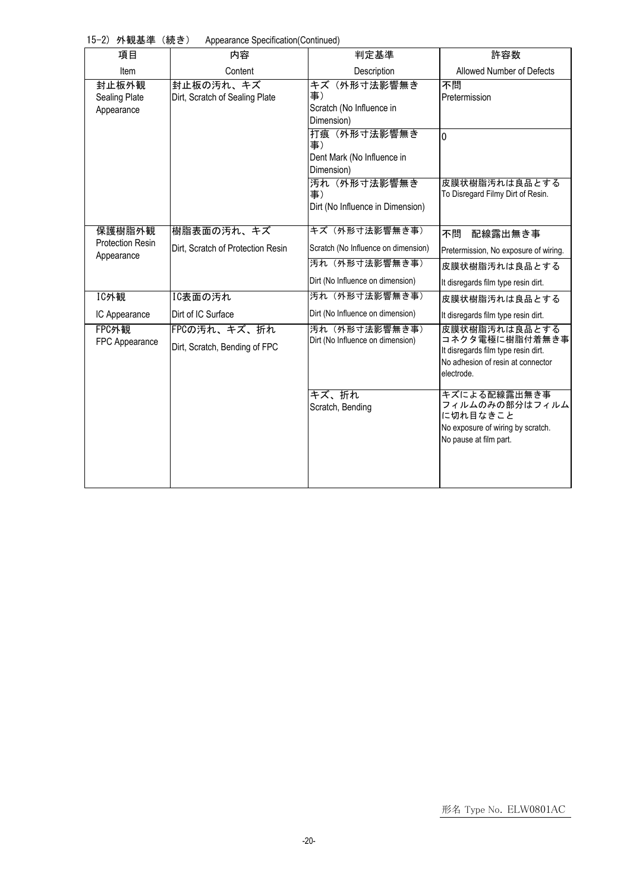15-2) 外観基準（続き）　Appearance Specification(Continued)

| 項目<br>Item | 内容<br>Content | 判定基準<br>Description | 許容数<br>Allowed Number of Defects |
|---|---|---|---|
| 封止板外観<br>Sealing Plate Appearance | 封止板の汚れ、キズ<br>Dirt, Scratch of Sealing Plate | キズ（外形寸法影響無き事）<br>Scratch (No Influence in Dimension) | 不問<br>Pretermission |
| | | 打痕（外形寸法影響無き事）<br>Dent Mark (No Influence in Dimension) | 0 |
| | | 汚れ（外形寸法影響無き事）<br>Dirt (No Influence in Dimension) | 皮膜状樹脂汚れは良品とする<br>To Disregard Filmy Dirt of Resin. |
| 保護樹脂外観<br>Protection Resin Appearance | 樹脂表面の汚れ、キズ<br>Dirt, Scratch of Protection Resin | キズ（外形寸法影響無き事）<br>Scratch (No Influence on dimension) | 不問　配線露出無き事<br>Pretermission, No exposure of wiring. |
| | | 汚れ（外形寸法影響無き事）<br>Dirt (No Influence on dimension) | 皮膜状樹脂汚れは良品とする<br>It disregards film type resin dirt. |
| IC外観<br>IC Appearance | IC表面の汚れ<br>Dirt of IC Surface | 汚れ（外形寸法影響無き事）<br>Dirt (No Influence on dimension) | 皮膜状樹脂汚れは良品とする<br>It disregards film type resin dirt. |
| FPC外観<br>FPC Appearance | FPCの汚れ、キズ、折れ<br>Dirt, Scratch, Bending of FPC | 汚れ（外形寸法影響無き事）<br>Dirt (No Influence on dimension) | 皮膜状樹脂汚れは良品とする<br>コネクタ電極に樹脂付着無き事<br>It disregards film type resin dirt.<br>No adhesion of resin at connector electrode. |
| | | キズ、折れ<br>Scratch, Bending | キズによる配線露出無き事<br>フィルムのみの部分はフィルムに切れ目なきこと<br>No exposure of wiring by scratch.<br>No pause at film part. |

形名 Type No. ELW0801AC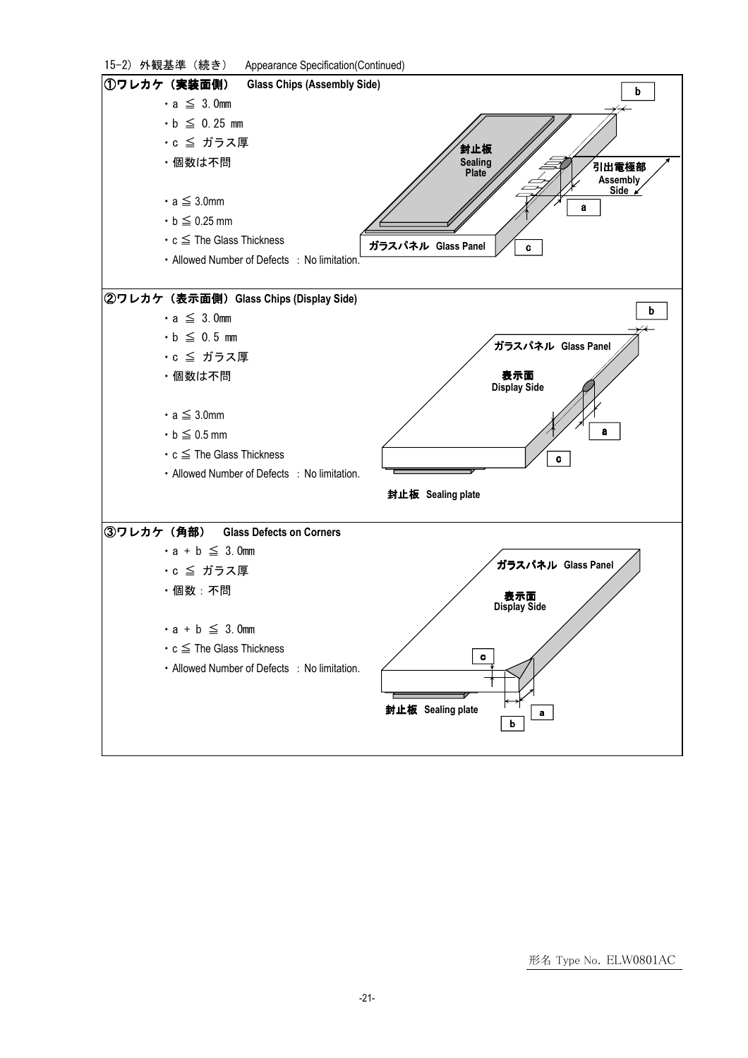15-2) 外観基準（続き） Appearance Specification(Continued)

## ①ワレカケ（実装面側） Glass Chips (Assembly Side)

- a ≦ 3.0mm
- b ≦ 0.25 mm
- c ≦ ガラス厚
- 個数は不問

- a ≦ 3.0mm
- b ≦ 0.25 mm
- c ≦ The Glass Thickness
- Allowed Number of Defects : No limitation.

封止板 Sealing Plate

引出電極部 Assembly Side

ガラスパネル Glass Panel

## ②ワレカケ（表示面側） Glass Chips (Display Side)

- a ≦ 3.0mm
- b ≦ 0.5 mm
- c ≦ ガラス厚
- 個数は不問

- a ≦ 3.0mm
- b ≦ 0.5 mm
- c ≦ The Glass Thickness
- Allowed Number of Defects : No limitation.

ガラスパネル Glass Panel

表示面 Display Side

封止板 Sealing plate

## ③ワレカケ（角部） Glass Defects on Corners

- a + b ≦ 3.0mm
- c ≦ ガラス厚
- 個数：不問

- a + b ≦ 3.0mm
- c ≦ The Glass Thickness
- Allowed Number of Defects : No limitation.

ガラスパネル Glass Panel

表示面 Display Side

封止板 Sealing plate

形名 Type No. ELW0801AC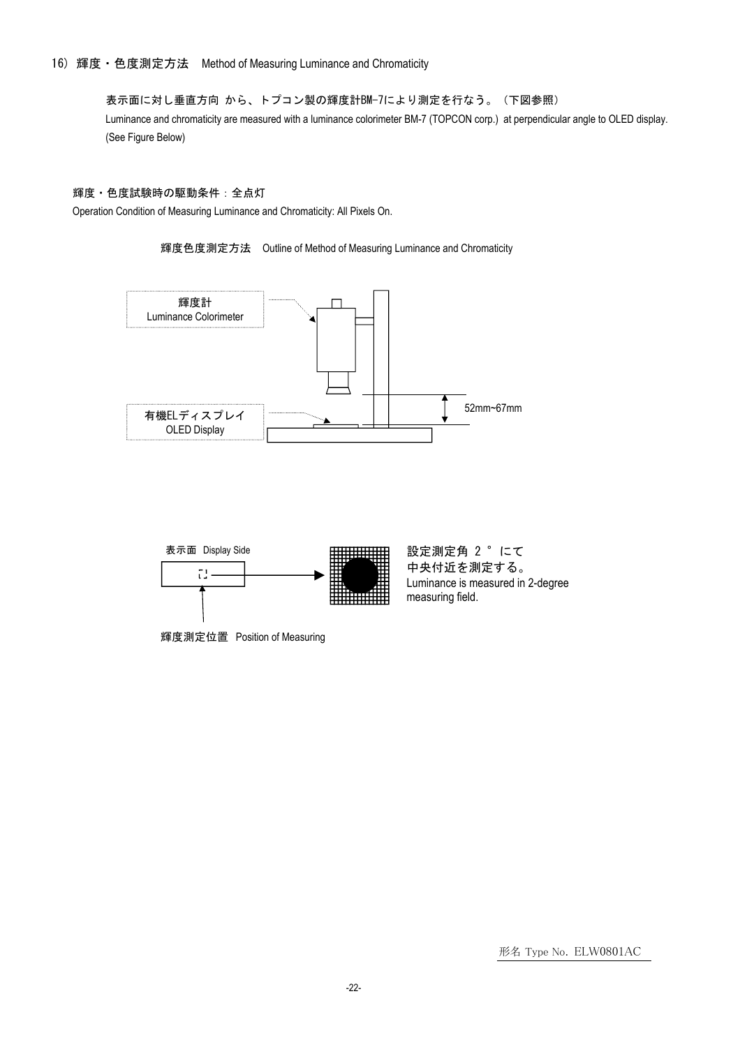## 16) 輝度・色度測定方法　Method of Measuring Luminance and Chromaticity

表示面に対し垂直方向 から、トプコン製の輝度計BM-7により測定を行なう。（下図参照）

Luminance and chromaticity are measured with a luminance colorimeter BM-7 (TOPCON corp.) at perpendicular angle to OLED display. (See Figure Below)

輝度・色度試験時の駆動条件：全点灯

Operation Condition of Measuring Luminance and Chromaticity: All Pixels On.

輝度色度測定方法　Outline of Method of Measuring Luminance and Chromaticity

輝度計
Luminance Colorimeter

有機ELディスプレイ
OLED Display

52mm~67mm

表示面 Display Side

設定測定角 2 ° にて
中央付近を測定する。
Luminance is measured in 2-degree measuring field.

輝度測定位置　Position of Measuring

形名 Type No. ELW0801AC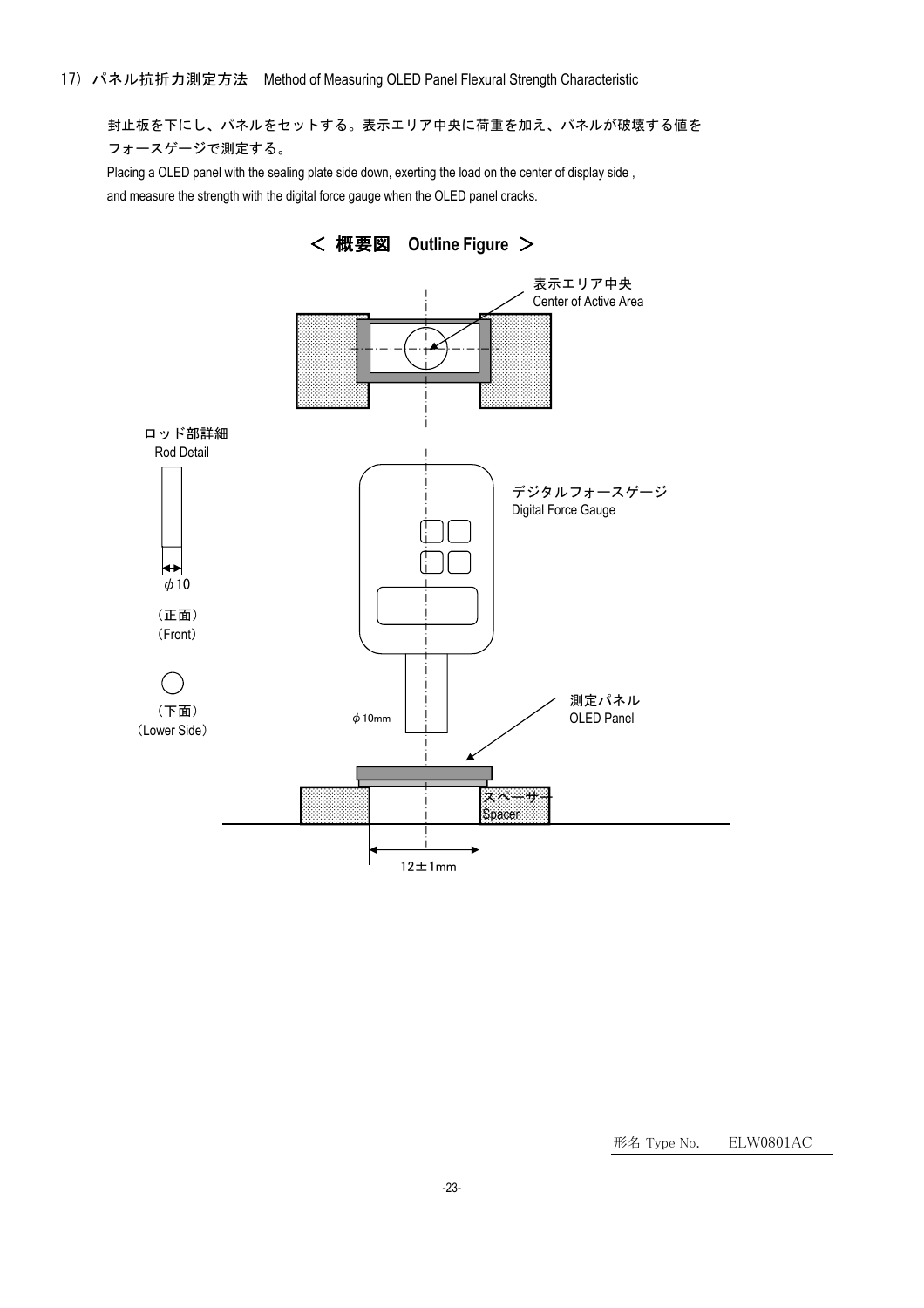## 17）パネル抗折力測定方法　Method of Measuring OLED Panel Flexural Strength Characteristic

封止板を下にし、パネルをセットする。表示エリア中央に荷重を加え、パネルが破壊する値をフォースゲージで測定する。

Placing a OLED panel with the sealing plate side down, exerting the load on the center of display side , and measure the strength with the digital force gauge when the OLED panel cracks.

### ＜ 概要図　Outline Figure ＞

表示エリア中央
Center of Active Area

ロッド部詳細
Rod Detail

φ10

（正面）
（Front）

（下面）
（Lower Side）

デジタルフォースゲージ
Digital Force Gauge

φ10mm

測定パネル
OLED Panel

スペーサー
Spacer

12±1mm

形名 Type No.　　ELW0801AC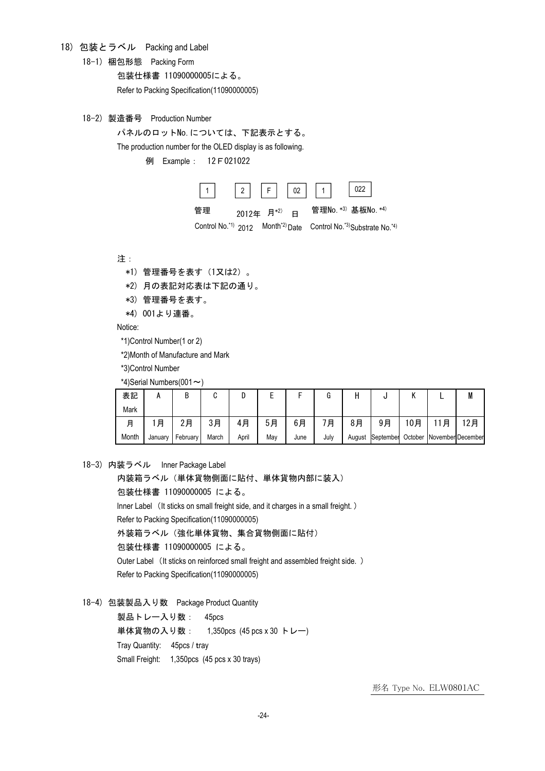## 18) 包装とラベル　Packing and Label

### 18-1) 梱包形態　Packing Form

包装仕様書 11090000005による。

Refer to Packing Specification(11090000005)

### 18-2) 製造番号　Production Number

パネルのロットNo.については、下記表示とする。

The production number for the OLED display is as following.

例　Example：　12Ｆ021022

| 1 | 2 | F | 02 | 1 | 022 |
|---|---|---|---|---|---|
| 管理 Control No.[*1] | 2012年 2012 | 月[*2] Month[*2] | 日 Date | 管理No.[*3] Control No.[*3] | 基板No.[*4] Substrate No.[*4] |

注：

*1) 管理番号を表す（1又は2）。

*2) 月の表記対応表は下記の通り。

*3) 管理番号を表す。

*4) 001より連番。

Notice:

*1)Control Number(1 or 2)

*2)Month of Manufacture and Mark

*3)Control Number

*4)Serial Numbers(001～)

| 表記 Mark | A | B | C | D | E | F | G | H | J | K | L | M |
|---|---|---|---|---|---|---|---|---|---|---|---|---|
| 月 Month | 1月 January | 2月 February | 3月 March | 4月 April | 5月 May | 6月 June | 7月 July | 8月 August | 9月 September | 10月 October | 11月 November | 12月 December |

### 18-3) 内装ラベル　Inner Package Label

内装箱ラベル（単体貨物側面に貼付、単体貨物内部に装入）

包装仕様書 11090000005 による。

Inner Label（It sticks on small freight side, and it charges in a small freight.）

Refer to Packing Specification(11090000005)

外装箱ラベル（強化単体貨物、集合貨物側面に貼付）

包装仕様書 11090000005 による。

Outer Label（It sticks on reinforced small freight and assembled freight side.）

Refer to Packing Specification(11090000005)

### 18-4) 包装製品入り数　Package Product Quantity

製品トレー入り数：　45pcs

単体貨物の入り数：　1,350pcs (45 pcs x 30 トレー)

Tray Quantity:　45pcs / tray

Small Freight:　1,350pcs (45 pcs x 30 trays)

形名 Type No. ELW0801AC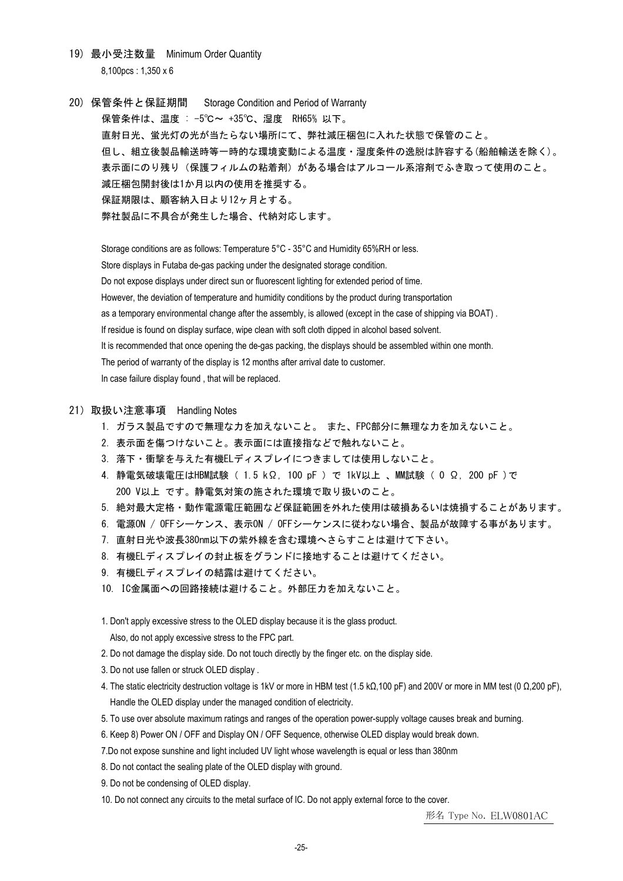## 19) 最小受注数量　Minimum Order Quantity

8,100pcs : 1,350 x 6

## 20) 保管条件と保証期間　Storage Condition and Period of Warranty

保管条件は、温度 ： -5℃～ +35℃、湿度　RH65% 以下。
直射日光、蛍光灯の光が当たらない場所にて、弊社減圧梱包に入れた状態で保管のこと。
但し、組立後製品輸送時等一時的な環境変動による温度・湿度条件の逸脱は許容する(船舶輸送を除く)。
表示面にのり残り（保護フィルムの粘着剤）がある場合はアルコール系溶剤でふき取って使用のこと。
減圧梱包開封後は1か月以内の使用を推奨する。
保証期限は、顧客納入日より12ヶ月とする。
弊社製品に不具合が発生した場合、代納対応します。

Storage conditions are as follows: Temperature 5°C - 35°C and Humidity 65%RH or less.
Store displays in Futaba de-gas packing under the designated storage condition.
Do not expose displays under direct sun or fluorescent lighting for extended period of time.
However, the deviation of temperature and humidity conditions by the product during transportation
as a temporary environmental change after the assembly, is allowed (except in the case of shipping via BOAT) .
If residue is found on display surface, wipe clean with soft cloth dipped in alcohol based solvent.
It is recommended that once opening the de-gas packing, the displays should be assembled within one month.
The period of warranty of the display is 12 months after arrival date to customer.
In case failure display found , that will be replaced.

## 21) 取扱い注意事項　Handling Notes

1. ガラス製品ですので無理な力を加えないこと。 また、FPC部分に無理な力を加えないこと。
2. 表示面を傷つけないこと。表示面には直接指などで触れないこと。
3. 落下・衝撃を与えた有機ELディスプレイにつきましては使用しないこと。
4. 静電気破壊電圧はHBM試験 ( 1.5 kΩ, 100 pF ) で 1kV以上 、MM試験 ( 0 Ω, 200 pF )で 200 V以上 です。静電気対策の施された環境で取り扱いのこと。
5. 絶対最大定格・動作電源電圧範囲など保証範囲を外れた使用は破損あるいは焼損することがあります。
6. 電源ON / OFFシーケンス、表示ON / OFFシーケンスに従わない場合、製品が故障する事があります。
7. 直射日光や波長380nm以下の紫外線を含む環境へさらすことは避けて下さい。
8. 有機ELディスプレイの封止板をグランドに接地することは避けてください。
9. 有機ELディスプレイの結露は避けてください。
10. IC金属面への回路接続は避けること。外部圧力を加えないこと。

1. Don't apply excessive stress to the OLED display because it is the glass product.
   Also, do not apply excessive stress to the FPC part.
2. Do not damage the display side. Do not touch directly by the finger etc. on the display side.
3. Do not use fallen or struck OLED display .
4. The static electricity destruction voltage is 1kV or more in HBM test (1.5 kΩ,100 pF) and 200V or more in MM test (0 Ω,200 pF), Handle the OLED display under the managed condition of electricity.
5. To use over absolute maximum ratings and ranges of the operation power-supply voltage causes break and burning.
6. Keep 8) Power ON / OFF and Display ON / OFF Sequence, otherwise OLED display would break down.
7. Do not expose sunshine and light included UV light whose wavelength is equal or less than 380nm
8. Do not contact the sealing plate of the OLED display with ground.
9. Do not be condensing of OLED display.
10. Do not connect any circuits to the metal surface of IC. Do not apply external force to the cover.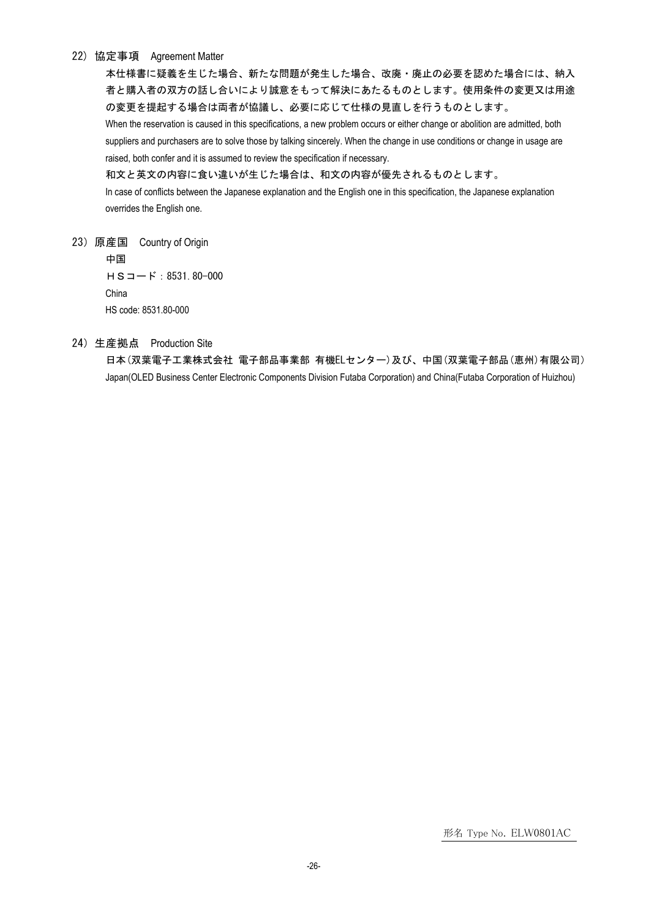## 22) 協定事項　Agreement Matter

本仕様書に疑義を生じた場合、新たな問題が発生した場合、改廃・廃止の必要を認めた場合には、納入者と購入者の双方の話し合いにより誠意をもって解決にあたるものとします。使用条件の変更又は用途の変更を提起する場合は両者が協議し、必要に応じて仕様の見直しを行うものとします。

When the reservation is caused in this specifications, a new problem occurs or either change or abolition are admitted, both suppliers and purchasers are to solve those by talking sincerely. When the change in use conditions or change in usage are raised, both confer and it is assumed to review the specification if necessary.

和文と英文の内容に食い違いが生じた場合は、和文の内容が優先されるものとします。

In case of conflicts between the Japanese explanation and the English one in this specification, the Japanese explanation overrides the English one.

## 23) 原産国　Country of Origin

中国

ＨＳコード：8531. 80-000

China

HS code: 8531.80-000

## 24) 生産拠点　Production Site

日本(双葉電子工業株式会社 電子部品事業部 有機ELセンター)及び、中国(双葉電子部品(恵州)有限公司)

Japan(OLED Business Center Electronic Components Division Futaba Corporation) and China(Futaba Corporation of Huizhou)

形名 Type No. ELW0801AC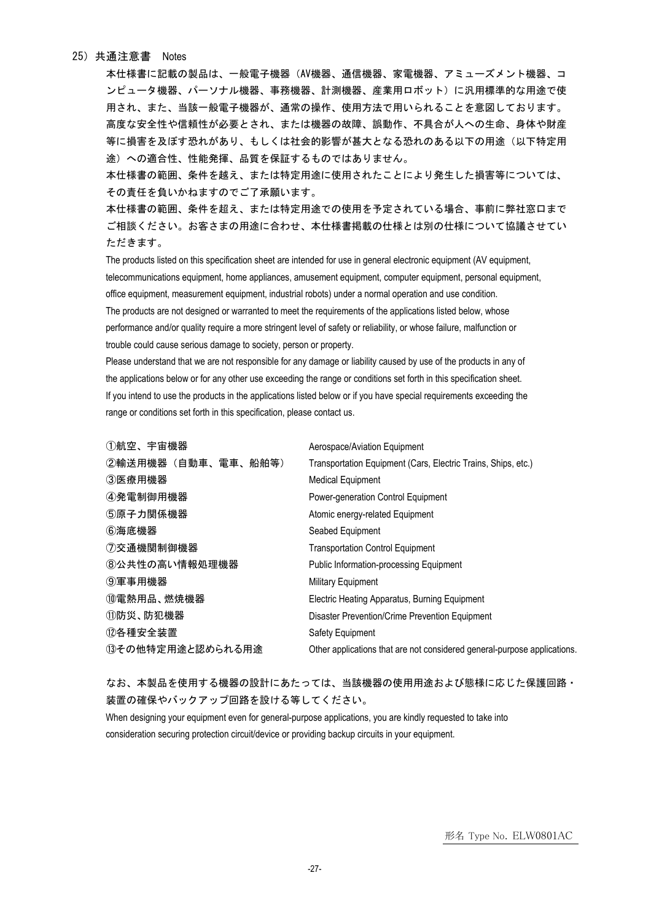## 25）共通注意書　Notes

本仕様書に記載の製品は、一般電子機器（AV機器、通信機器、家電機器、アミューズメント機器、コンピュータ機器、パーソナル機器、事務機器、計測機器、産業用ロボット）に汎用標準的な用途で使用され、また、当該一般電子機器が、通常の操作、使用方法で用いられることを意図しております。高度な安全性や信頼性が必要とされ、または機器の故障、誤動作、不具合が人への生命、身体や財産等に損害を及ぼす恐れがあり、もしくは社会的影響が甚大となる恐れのある以下の用途（以下特定用途）への適合性、性能発揮、品質を保証するものではありません。

本仕様書の範囲、条件を越え、または特定用途に使用されたことにより発生した損害等については、その責任を負いかねますのでご了承願います。

本仕様書の範囲、条件を超え、または特定用途での使用を予定されている場合、事前に弊社窓口までご相談ください。お客さまの用途に合わせ、本仕様書掲載の仕様とは別の仕様について協議させていただきます。

The products listed on this specification sheet are intended for use in general electronic equipment (AV equipment, telecommunications equipment, home appliances, amusement equipment, computer equipment, personal equipment, office equipment, measurement equipment, industrial robots) under a normal operation and use condition.

The products are not designed or warranted to meet the requirements of the applications listed below, whose performance and/or quality require a more stringent level of safety or reliability, or whose failure, malfunction or trouble could cause serious damage to society, person or property.

Please understand that we are not responsible for any damage or liability caused by use of the products in any of the applications below or for any other use exceeding the range or conditions set forth in this specification sheet.

If you intend to use the products in the applications listed below or if you have special requirements exceeding the range or conditions set forth in this specification, please contact us.

| | |
|---|---|
| ①航空、宇宙機器 | Aerospace/Aviation Equipment |
| ②輸送用機器（自動車、電車、船舶等） | Transportation Equipment (Cars, Electric Trains, Ships, etc.) |
| ③医療用機器 | Medical Equipment |
| ④発電制御用機器 | Power-generation Control Equipment |
| ⑤原子力関係機器 | Atomic energy-related Equipment |
| ⑥海底機器 | Seabed Equipment |
| ⑦交通機関制御機器 | Transportation Control Equipment |
| ⑧公共性の高い情報処理機器 | Public Information-processing Equipment |
| ⑨軍事用機器 | Military Equipment |
| ⑩電熱用品、燃焼機器 | Electric Heating Apparatus, Burning Equipment |
| ⑪防災、防犯機器 | Disaster Prevention/Crime Prevention Equipment |
| ⑫各種安全装置 | Safety Equipment |
| ⑬その他特定用途と認められる用途 | Other applications that are not considered general-purpose applications. |

なお、本製品を使用する機器の設計にあたっては、当該機器の使用用途および態様に応じた保護回路・装置の確保やバックアップ回路を設ける等してください。

When designing your equipment even for general-purpose applications, you are kindly requested to take into consideration securing protection circuit/device or providing backup circuits in your equipment.

形名 Type No. ELW0801AC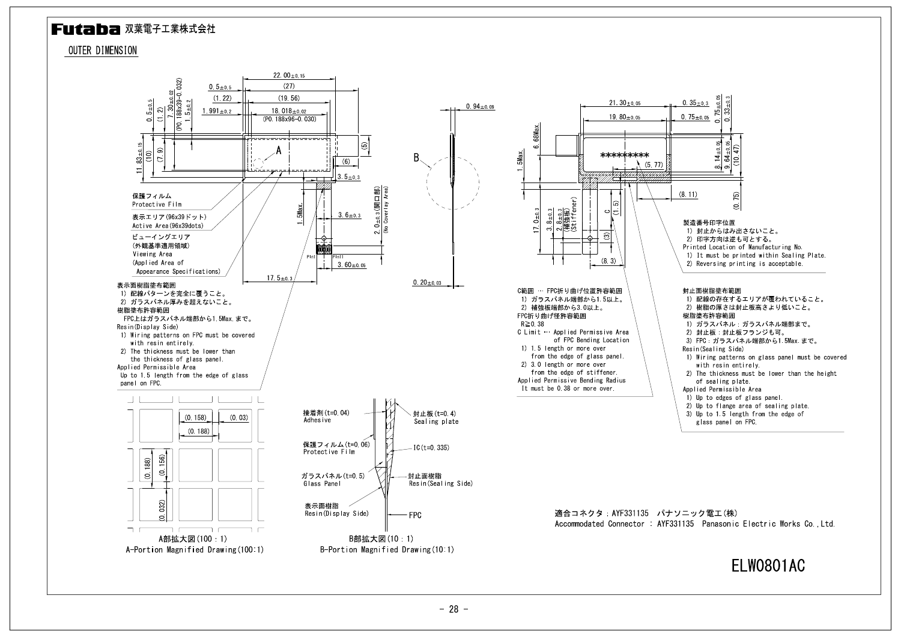**Futaba** 双葉電子工業株式会社

OUTER DIMENSION

保護フィルム
Protective Film

表示エリア(96x39ドット)
Active Area(96x39dots)

ビューイングエリア
(外観基準適用領域)
Viewing Area
(Applied Area of
Appearance Specifications)

表示面樹脂塗布範囲
1) 配線パターンを完全に覆うこと。
2) ガラスパネル厚みを超えないこと。
樹脂塗布許容範囲
FPC上はガラスパネル端部から1.5Max.まで。
Resin(Display Side)
1) Wiring patterns on FPC must be covered with resin entirely.
2) The thickness must be lower than the thickness of glass panel.
Applied Permissible Area
Up to 1.5 length from the edge of glass panel on FPC.

C範囲 … FPC折り曲げ位置許容範囲
1) ガラスパネル端部から1.5以上。
2) 補強板端部から3.0以上。
FPC折り曲げ径許容範囲
R≧0.38
C Limit … Applied Permissive Area of FPC Bending Location
1) 1.5 length or more over from the edge of glass panel.
2) 3.0 length or more over from the edge of stiffener.
Applied Permissive Bending Radius
It must be 0.38 or more over.

製造番号印字位置
1) 封止からはみ出さないこと。
2) 印字方向は逆も可とする。
Printed Location of Manufacturing No.
1) It must be printed within Sealing Plate.
2) Reversing printing is acceptable.

封止面樹脂塗布範囲
1) 配線の存在するエリアが覆われていること。
2) 樹脂の厚さは封止板高さより低いこと。
樹脂塗布許容範囲
1) ガラスパネル：ガラスパネル端部まで。
2) 封止板：封止板フランジも可。
3) FPC：ガラスパネル端部から1.5Max.まで。
Resin(Sealing Side)
1) Wiring patterns on glass panel must be covered with resin entirely.
2) The thickness must be lower than the height of sealing plate.
Applied Permissible Area
1) Up to edges of glass panel.
2) Up to flange area of sealing plate.
3) Up to 1.5 length from the edge of glass panel on FPC.

22.00±0.15
(27)
0.5±0.5
(1.22)
(19.56)
1.991±0.2
18.018±0.02
(P0.188x96-0.030)
0.5±0.5
(1.2)
7.30±0.02
(P0.188x39-0.032)
1.5±0.2
11.83±0.15
(10)
(7.9)
A
(5)
(6)
3.5±0.3
1.5Max.
3.6±0.3
2.0±0.3(開口部)
(No Coverlay Area)
Pin1 Pin11
3.60±0.05
17.5±0.3

0.94±0.09
B
0.20±0.03

21.30±0.05
0.35±0.3
19.80±0.05
0.75±0.05
0.75±0.05
0.33±0.3
6.68Max.
1.5Max.
*********
(5.77)
8.14±0.05
9.64±0.05
(10.47)
(8.11)
(0.75)
17.0±0.3
3.8±0.3
2.8±0.3
(補強板)
(Stiffener)
C
(1.5)
(3)
(8.3)

(0.158)
(0.03)
(0.188)
(0.188)
(0.156)
(0.032)

A部拡大図(100：1)
A-Portion Magnified Drawing(100:1)

接着剤(t=0.04)
Adhesive
封止板(t=0.4)
Sealing plate
保護フィルム(t=0.06)
Protective Film
IC(t=0.335)
ガラスパネル(t=0.5)
Glass Panel
封止面樹脂
Resin(Sealing Side)
表示面樹脂
Resin(Display Side)
FPC

B部拡大図(10：1)
B-Portion Magnified Drawing(10:1)

適合コネクタ：AYF331135 パナソニック電工(株)
Accommodated Connector : AYF331135 Panasonic Electric Works Co.,Ltd.

ELW0801AC